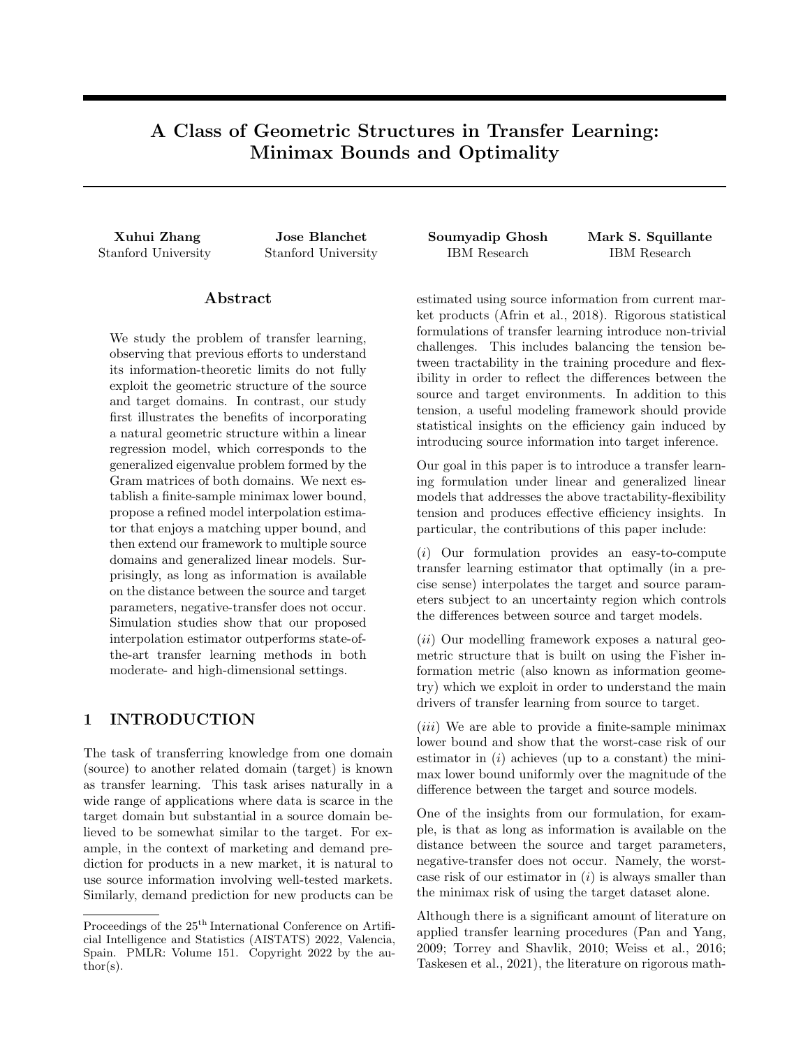# A Class of Geometric Structures in Transfer Learning: Minimax Bounds and Optimality

**Xuhui Zhang**
Stanford University

**Jose Blanchet**
Stanford University

**Soumyadip Ghosh**
IBM Research

**Mark S. Squillante**
IBM Research

## Abstract

We study the problem of transfer learning, observing that previous efforts to understand its information-theoretic limits do not fully exploit the geometric structure of the source and target domains. In contrast, our study first illustrates the benefits of incorporating a natural geometric structure within a linear regression model, which corresponds to the generalized eigenvalue problem formed by the Gram matrices of both domains. We next establish a finite-sample minimax lower bound, propose a refined model interpolation estimator that enjoys a matching upper bound, and then extend our framework to multiple source domains and generalized linear models. Surprisingly, as long as information is available on the distance between the source and target parameters, negative-transfer does not occur. Simulation studies show that our proposed interpolation estimator outperforms state-of-the-art transfer learning methods in both moderate- and high-dimensional settings.

## 1 INTRODUCTION

The task of transferring knowledge from one domain (source) to another related domain (target) is known as transfer learning. This task arises naturally in a wide range of applications where data is scarce in the target domain but substantial in a source domain believed to be somewhat similar to the target. For example, in the context of marketing and demand prediction for products in a new market, it is natural to use source information involving well-tested markets. Similarly, demand prediction for new products can be estimated using source information from current market products (Afrin et al., 2018). Rigorous statistical formulations of transfer learning introduce non-trivial challenges. This includes balancing the tension between tractability in the training procedure and flexibility in order to reflect the differences between the source and target environments. In addition to this tension, a useful modeling framework should provide statistical insights on the efficiency gain induced by introducing source information into target inference.

Our goal in this paper is to introduce a transfer learning formulation under linear and generalized linear models that addresses the above tractability-flexibility tension and produces effective efficiency insights. In particular, the contributions of this paper include:

($i$) Our formulation provides an easy-to-compute transfer learning estimator that optimally (in a precise sense) interpolates the target and source parameters subject to an uncertainty region which controls the differences between source and target models.

($ii$) Our modelling framework exposes a natural geometric structure that is built on using the Fisher information metric (also known as information geometry) which we exploit in order to understand the main drivers of transfer learning from source to target.

($iii$) We are able to provide a finite-sample minimax lower bound and show that the worst-case risk of our estimator in ($i$) achieves (up to a constant) the minimax lower bound uniformly over the magnitude of the difference between the target and source models.

One of the insights from our formulation, for example, is that as long as information is available on the distance between the source and target parameters, negative-transfer does not occur. Namely, the worst-case risk of our estimator in ($i$) is always smaller than the minimax risk of using the target dataset alone.

Although there is a significant amount of literature on applied transfer learning procedures (Pan and Yang, 2009; Torrey and Shavlik, 2010; Weiss et al., 2016; Taskesen et al., 2021), the literature on rigorous math-

Proceedings of the 25[th] International Conference on Artificial Intelligence and Statistics (AISTATS) 2022, Valencia, Spain. PMLR: Volume 151. Copyright 2022 by the author(s).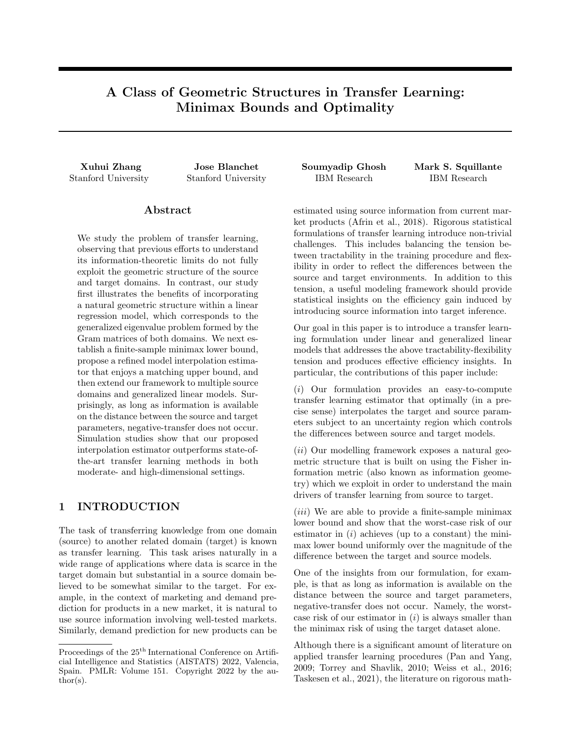# A Class of Geometric Structures in Transfer Learning: Minimax Bounds and Optimality

**Xuhui Zhang**
Stanford University

**Jose Blanchet**
Stanford University

**Soumyadip Ghosh**
IBM Research

**Mark S. Squillante**
IBM Research

## Abstract

We study the problem of transfer learning, observing that previous efforts to understand its information-theoretic limits do not fully exploit the geometric structure of the source and target domains. In contrast, our study first illustrates the benefits of incorporating a natural geometric structure within a linear regression model, which corresponds to the generalized eigenvalue problem formed by the Gram matrices of both domains. We next establish a finite-sample minimax lower bound, propose a refined model interpolation estimator that enjoys a matching upper bound, and then extend our framework to multiple source domains and generalized linear models. Surprisingly, as long as information is available on the distance between the source and target parameters, negative-transfer does not occur. Simulation studies show that our proposed interpolation estimator outperforms state-of-the-art transfer learning methods in both moderate- and high-dimensional settings.

## 1 INTRODUCTION

The task of transferring knowledge from one domain (source) to another related domain (target) is known as transfer learning. This task arises naturally in a wide range of applications where data is scarce in the target domain but substantial in a source domain believed to be somewhat similar to the target. For example, in the context of marketing and demand prediction for products in a new market, it is natural to use source information involving well-tested markets. Similarly, demand prediction for new products can be estimated using source information from current market products (Afrin et al., 2018). Rigorous statistical formulations of transfer learning introduce non-trivial challenges. This includes balancing the tension between tractability in the training procedure and flexibility in order to reflect the differences between the source and target environments. In addition to this tension, a useful modeling framework should provide statistical insights on the efficiency gain induced by introducing source information into target inference.

Our goal in this paper is to introduce a transfer learning formulation under linear and generalized linear models that addresses the above tractability-flexibility tension and produces effective efficiency insights. In particular, the contributions of this paper include:

(*i*) Our formulation provides an easy-to-compute transfer learning estimator that optimally (in a precise sense) interpolates the target and source parameters subject to an uncertainty region which controls the differences between source and target models.

(*ii*) Our modelling framework exposes a natural geometric structure that is built on using the Fisher information metric (also known as information geometry) which we exploit in order to understand the main drivers of transfer learning from source to target.

(*iii*) We are able to provide a finite-sample minimax lower bound and show that the worst-case risk of our estimator in (*i*) achieves (up to a constant) the minimax lower bound uniformly over the magnitude of the difference between the target and source models.

One of the insights from our formulation, for example, is that as long as information is available on the distance between the source and target parameters, negative-transfer does not occur. Namely, the worst-case risk of our estimator in (*i*) is always smaller than the minimax risk of using the target dataset alone.

Although there is a significant amount of literature on applied transfer learning procedures (Pan and Yang, 2009; Torrey and Shavlik, 2010; Weiss et al., 2016; Taskesen et al., 2021), the literature on rigorous math-

Proceedings of the 25[th] International Conference on Artificial Intelligence and Statistics (AISTATS) 2022, Valencia, Spain. PMLR: Volume 151. Copyright 2022 by the author(s).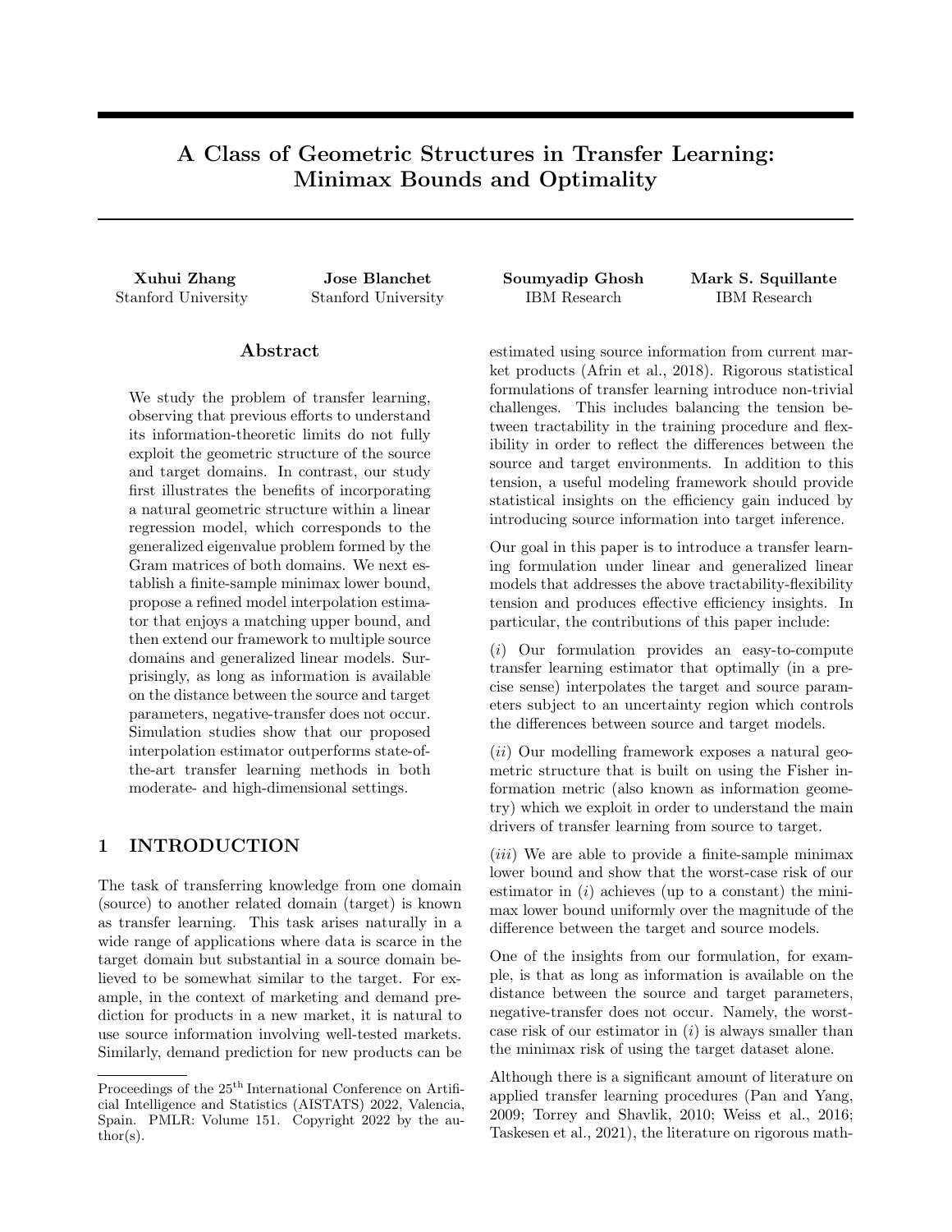# A Class of Geometric Structures in Transfer Learning: Minimax Bounds and Optimality

**Xuhui Zhang**
Stanford University

**Jose Blanchet**
Stanford University

**Soumyadip Ghosh**
IBM Research

**Mark S. Squillante**
IBM Research

## Abstract

We study the problem of transfer learning, observing that previous efforts to understand its information-theoretic limits do not fully exploit the geometric structure of the source and target domains. In contrast, our study first illustrates the benefits of incorporating a natural geometric structure within a linear regression model, which corresponds to the generalized eigenvalue problem formed by the Gram matrices of both domains. We next establish a finite-sample minimax lower bound, propose a refined model interpolation estimator that enjoys a matching upper bound, and then extend our framework to multiple source domains and generalized linear models. Surprisingly, as long as information is available on the distance between the source and target parameters, negative-transfer does not occur. Simulation studies show that our proposed interpolation estimator outperforms state-of-the-art transfer learning methods in both moderate- and high-dimensional settings.

## 1 INTRODUCTION

The task of transferring knowledge from one domain (source) to another related domain (target) is known as transfer learning. This task arises naturally in a wide range of applications where data is scarce in the target domain but substantial in a source domain believed to be somewhat similar to the target. For example, in the context of marketing and demand prediction for products in a new market, it is natural to use source information involving well-tested markets. Similarly, demand prediction for new products can be estimated using source information from current market products (Afrin et al., 2018). Rigorous statistical formulations of transfer learning introduce non-trivial challenges. This includes balancing the tension between tractability in the training procedure and flexibility in order to reflect the differences between the source and target environments. In addition to this tension, a useful modeling framework should provide statistical insights on the efficiency gain induced by introducing source information into target inference.

Our goal in this paper is to introduce a transfer learning formulation under linear and generalized linear models that addresses the above tractability-flexibility tension and produces effective efficiency insights. In particular, the contributions of this paper include:

($i$) Our formulation provides an easy-to-compute transfer learning estimator that optimally (in a precise sense) interpolates the target and source parameters subject to an uncertainty region which controls the differences between source and target models.

($ii$) Our modelling framework exposes a natural geometric structure that is built on using the Fisher information metric (also known as information geometry) which we exploit in order to understand the main drivers of transfer learning from source to target.

($iii$) We are able to provide a finite-sample minimax lower bound and show that the worst-case risk of our estimator in ($i$) achieves (up to a constant) the minimax lower bound uniformly over the magnitude of the difference between the target and source models.

One of the insights from our formulation, for example, is that as long as information is available on the distance between the source and target parameters, negative-transfer does not occur. Namely, the worst-case risk of our estimator in ($i$) is always smaller than the minimax risk of using the target dataset alone.

Although there is a significant amount of literature on applied transfer learning procedures (Pan and Yang, 2009; Torrey and Shavlik, 2010; Weiss et al., 2016; Taskesen et al., 2021), the literature on rigorous math-

Proceedings of the 25[th] International Conference on Artificial Intelligence and Statistics (AISTATS) 2022, Valencia, Spain. PMLR: Volume 151. Copyright 2022 by the author(s).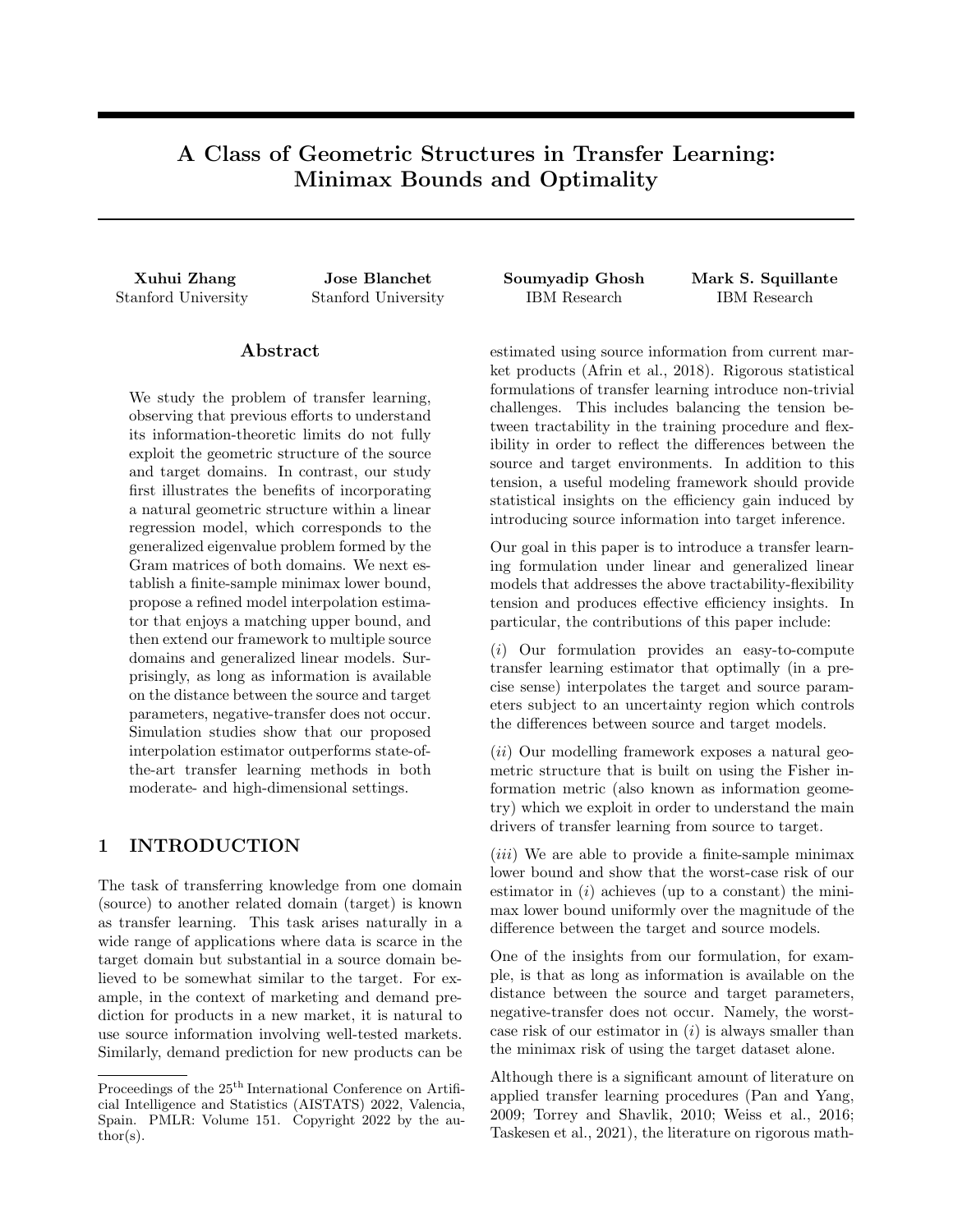# A Class of Geometric Structures in Transfer Learning: Minimax Bounds and Optimality

**Xuhui Zhang**
Stanford University

**Jose Blanchet**
Stanford University

**Soumyadip Ghosh**
IBM Research

**Mark S. Squillante**
IBM Research

## Abstract

We study the problem of transfer learning, observing that previous efforts to understand its information-theoretic limits do not fully exploit the geometric structure of the source and target domains. In contrast, our study first illustrates the benefits of incorporating a natural geometric structure within a linear regression model, which corresponds to the generalized eigenvalue problem formed by the Gram matrices of both domains. We next establish a finite-sample minimax lower bound, propose a refined model interpolation estimator that enjoys a matching upper bound, and then extend our framework to multiple source domains and generalized linear models. Surprisingly, as long as information is available on the distance between the source and target parameters, negative-transfer does not occur. Simulation studies show that our proposed interpolation estimator outperforms state-of-the-art transfer learning methods in both moderate- and high-dimensional settings.

## 1 INTRODUCTION

The task of transferring knowledge from one domain (source) to another related domain (target) is known as transfer learning. This task arises naturally in a wide range of applications where data is scarce in the target domain but substantial in a source domain believed to be somewhat similar to the target. For example, in the context of marketing and demand prediction for products in a new market, it is natural to use source information involving well-tested markets. Similarly, demand prediction for new products can be estimated using source information from current market products (Afrin et al., 2018). Rigorous statistical formulations of transfer learning introduce non-trivial challenges. This includes balancing the tension between tractability in the training procedure and flexibility in order to reflect the differences between the source and target environments. In addition to this tension, a useful modeling framework should provide statistical insights on the efficiency gain induced by introducing source information into target inference.

Our goal in this paper is to introduce a transfer learning formulation under linear and generalized linear models that addresses the above tractability-flexibility tension and produces effective efficiency insights. In particular, the contributions of this paper include:

($i$) Our formulation provides an easy-to-compute transfer learning estimator that optimally (in a precise sense) interpolates the target and source parameters subject to an uncertainty region which controls the differences between source and target models.

($ii$) Our modelling framework exposes a natural geometric structure that is built on using the Fisher information metric (also known as information geometry) which we exploit in order to understand the main drivers of transfer learning from source to target.

($iii$) We are able to provide a finite-sample minimax lower bound and show that the worst-case risk of our estimator in ($i$) achieves (up to a constant) the minimax lower bound uniformly over the magnitude of the difference between the target and source models.

One of the insights from our formulation, for example, is that as long as information is available on the distance between the source and target parameters, negative-transfer does not occur. Namely, the worst-case risk of our estimator in ($i$) is always smaller than the minimax risk of using the target dataset alone.

Although there is a significant amount of literature on applied transfer learning procedures (Pan and Yang, 2009; Torrey and Shavlik, 2010; Weiss et al., 2016; Taskesen et al., 2021), the literature on rigorous math-

Proceedings of the 25[th] International Conference on Artificial Intelligence and Statistics (AISTATS) 2022, Valencia, Spain. PMLR: Volume 151. Copyright 2022 by the author(s).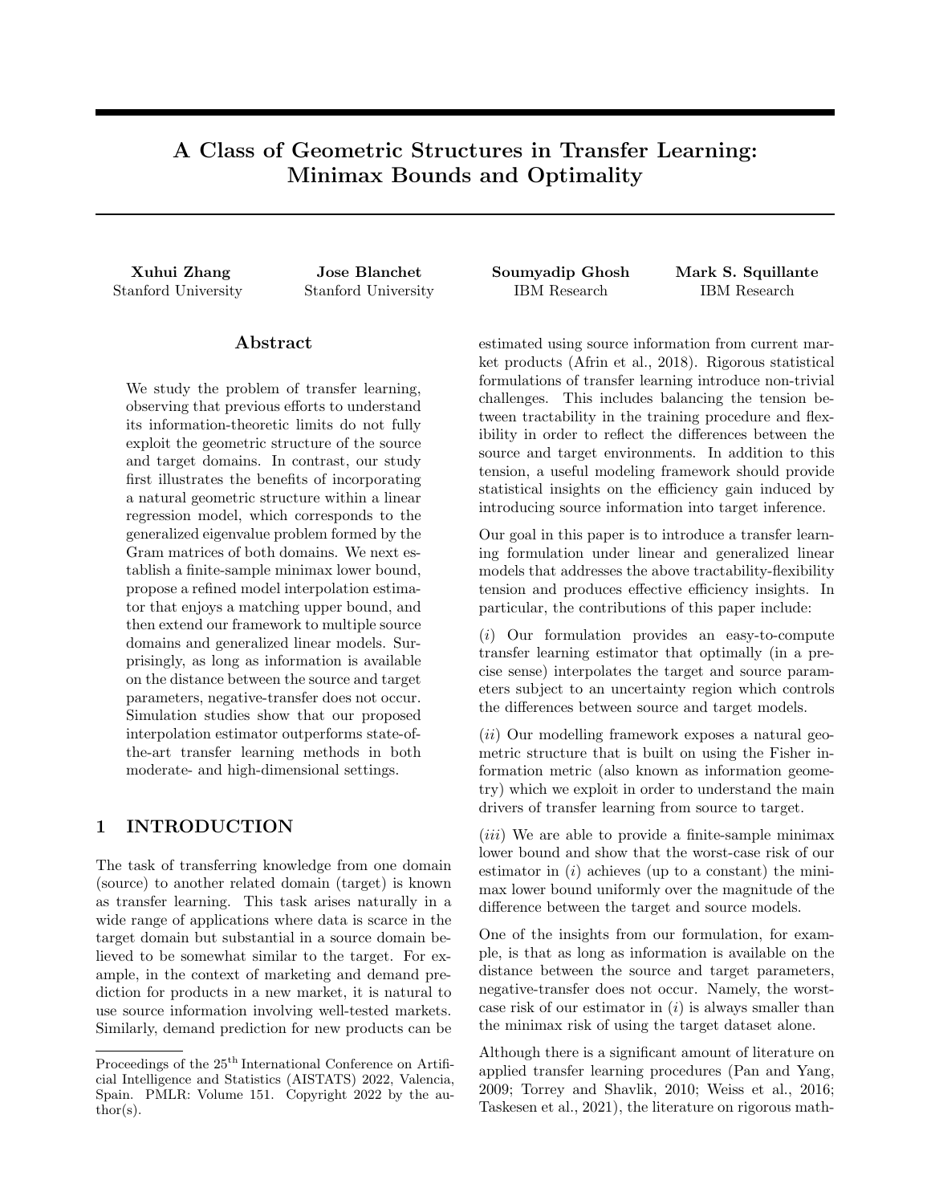# A Class of Geometric Structures in Transfer Learning: Minimax Bounds and Optimality

**Xuhui Zhang**
Stanford University

**Jose Blanchet**
Stanford University

**Soumyadip Ghosh**
IBM Research

**Mark S. Squillante**
IBM Research

## Abstract

We study the problem of transfer learning, observing that previous efforts to understand its information-theoretic limits do not fully exploit the geometric structure of the source and target domains. In contrast, our study first illustrates the benefits of incorporating a natural geometric structure within a linear regression model, which corresponds to the generalized eigenvalue problem formed by the Gram matrices of both domains. We next establish a finite-sample minimax lower bound, propose a refined model interpolation estimator that enjoys a matching upper bound, and then extend our framework to multiple source domains and generalized linear models. Surprisingly, as long as information is available on the distance between the source and target parameters, negative-transfer does not occur. Simulation studies show that our proposed interpolation estimator outperforms state-of-the-art transfer learning methods in both moderate- and high-dimensional settings.

## 1 INTRODUCTION

The task of transferring knowledge from one domain (source) to another related domain (target) is known as transfer learning. This task arises naturally in a wide range of applications where data is scarce in the target domain but substantial in a source domain believed to be somewhat similar to the target. For example, in the context of marketing and demand prediction for products in a new market, it is natural to use source information involving well-tested markets. Similarly, demand prediction for new products can be estimated using source information from current market products (Afrin et al., 2018). Rigorous statistical formulations of transfer learning introduce non-trivial challenges. This includes balancing the tension between tractability in the training procedure and flexibility in order to reflect the differences between the source and target environments. In addition to this tension, a useful modeling framework should provide statistical insights on the efficiency gain induced by introducing source information into target inference.

Our goal in this paper is to introduce a transfer learning formulation under linear and generalized linear models that addresses the above tractability-flexibility tension and produces effective efficiency insights. In particular, the contributions of this paper include:

($i$) Our formulation provides an easy-to-compute transfer learning estimator that optimally (in a precise sense) interpolates the target and source parameters subject to an uncertainty region which controls the differences between source and target models.

($ii$) Our modelling framework exposes a natural geometric structure that is built on using the Fisher information metric (also known as information geometry) which we exploit in order to understand the main drivers of transfer learning from source to target.

($iii$) We are able to provide a finite-sample minimax lower bound and show that the worst-case risk of our estimator in ($i$) achieves (up to a constant) the minimax lower bound uniformly over the magnitude of the difference between the target and source models.

One of the insights from our formulation, for example, is that as long as information is available on the distance between the source and target parameters, negative-transfer does not occur. Namely, the worst-case risk of our estimator in ($i$) is always smaller than the minimax risk of using the target dataset alone.

Although there is a significant amount of literature on applied transfer learning procedures (Pan and Yang, 2009; Torrey and Shavlik, 2010; Weiss et al., 2016; Taskesen et al., 2021), the literature on rigorous math-

Proceedings of the 25[th] International Conference on Artificial Intelligence and Statistics (AISTATS) 2022, Valencia, Spain. PMLR: Volume 151. Copyright 2022 by the author(s).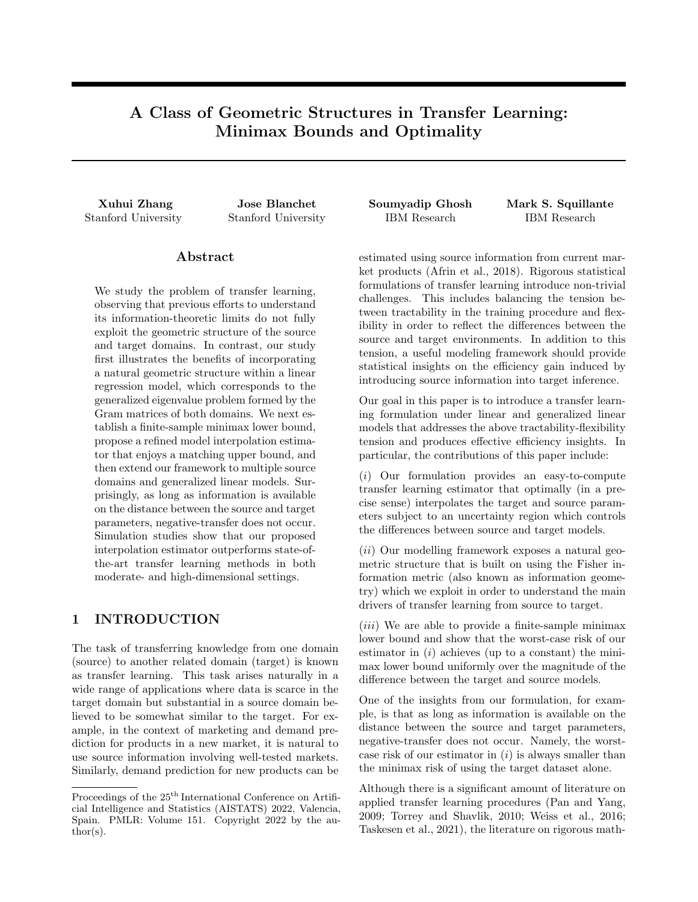# A Class of Geometric Structures in Transfer Learning: Minimax Bounds and Optimality

**Xuhui Zhang**
Stanford University

**Jose Blanchet**
Stanford University

**Soumyadip Ghosh**
IBM Research

**Mark S. Squillante**
IBM Research

## Abstract

We study the problem of transfer learning, observing that previous efforts to understand its information-theoretic limits do not fully exploit the geometric structure of the source and target domains. In contrast, our study first illustrates the benefits of incorporating a natural geometric structure within a linear regression model, which corresponds to the generalized eigenvalue problem formed by the Gram matrices of both domains. We next establish a finite-sample minimax lower bound, propose a refined model interpolation estimator that enjoys a matching upper bound, and then extend our framework to multiple source domains and generalized linear models. Surprisingly, as long as information is available on the distance between the source and target parameters, negative-transfer does not occur. Simulation studies show that our proposed interpolation estimator outperforms state-of-the-art transfer learning methods in both moderate- and high-dimensional settings.

## 1 INTRODUCTION

The task of transferring knowledge from one domain (source) to another related domain (target) is known as transfer learning. This task arises naturally in a wide range of applications where data is scarce in the target domain but substantial in a source domain believed to be somewhat similar to the target. For example, in the context of marketing and demand prediction for products in a new market, it is natural to use source information involving well-tested markets. Similarly, demand prediction for new products can be estimated using source information from current market products (Afrin et al., 2018). Rigorous statistical formulations of transfer learning introduce non-trivial challenges. This includes balancing the tension between tractability in the training procedure and flexibility in order to reflect the differences between the source and target environments. In addition to this tension, a useful modeling framework should provide statistical insights on the efficiency gain induced by introducing source information into target inference.

Our goal in this paper is to introduce a transfer learning formulation under linear and generalized linear models that addresses the above tractability-flexibility tension and produces effective efficiency insights. In particular, the contributions of this paper include:

($i$) Our formulation provides an easy-to-compute transfer learning estimator that optimally (in a precise sense) interpolates the target and source parameters subject to an uncertainty region which controls the differences between source and target models.

($ii$) Our modelling framework exposes a natural geometric structure that is built on using the Fisher information metric (also known as information geometry) which we exploit in order to understand the main drivers of transfer learning from source to target.

($iii$) We are able to provide a finite-sample minimax lower bound and show that the worst-case risk of our estimator in ($i$) achieves (up to a constant) the minimax lower bound uniformly over the magnitude of the difference between the target and source models.

One of the insights from our formulation, for example, is that as long as information is available on the distance between the source and target parameters, negative-transfer does not occur. Namely, the worst-case risk of our estimator in ($i$) is always smaller than the minimax risk of using the target dataset alone.

Although there is a significant amount of literature on applied transfer learning procedures (Pan and Yang, 2009; Torrey and Shavlik, 2010; Weiss et al., 2016; Taskesen et al., 2021), the literature on rigorous math-

Proceedings of the 25[th] International Conference on Artificial Intelligence and Statistics (AISTATS) 2022, Valencia, Spain. PMLR: Volume 151. Copyright 2022 by the author(s).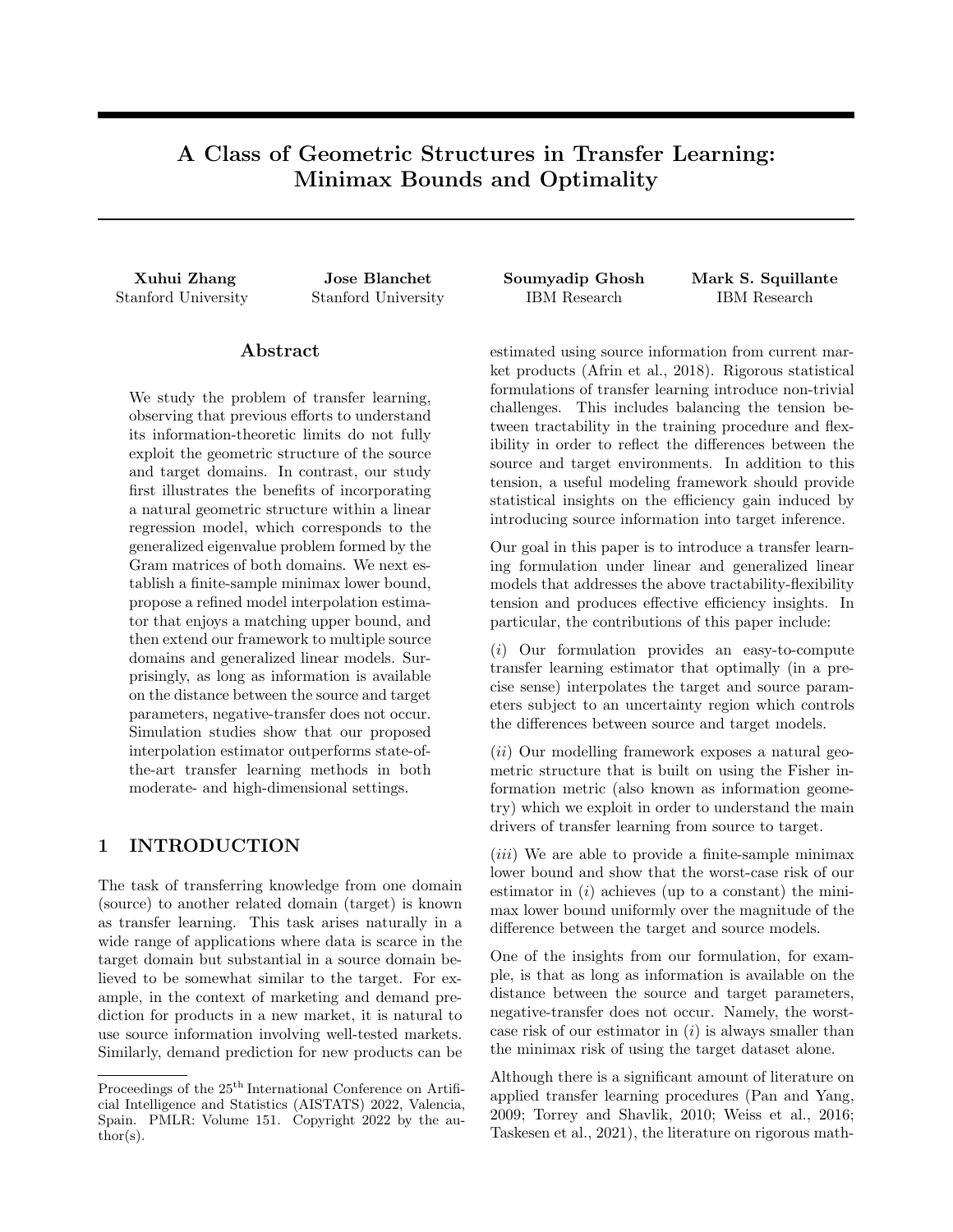# A Class of Geometric Structures in Transfer Learning: Minimax Bounds and Optimality

**Xuhui Zhang**
Stanford University

**Jose Blanchet**
Stanford University

**Soumyadip Ghosh**
IBM Research

**Mark S. Squillante**
IBM Research

## Abstract

We study the problem of transfer learning, observing that previous efforts to understand its information-theoretic limits do not fully exploit the geometric structure of the source and target domains. In contrast, our study first illustrates the benefits of incorporating a natural geometric structure within a linear regression model, which corresponds to the generalized eigenvalue problem formed by the Gram matrices of both domains. We next establish a finite-sample minimax lower bound, propose a refined model interpolation estimator that enjoys a matching upper bound, and then extend our framework to multiple source domains and generalized linear models. Surprisingly, as long as information is available on the distance between the source and target parameters, negative-transfer does not occur. Simulation studies show that our proposed interpolation estimator outperforms state-of-the-art transfer learning methods in both moderate- and high-dimensional settings.

## 1 INTRODUCTION

The task of transferring knowledge from one domain (source) to another related domain (target) is known as transfer learning. This task arises naturally in a wide range of applications where data is scarce in the target domain but substantial in a source domain believed to be somewhat similar to the target. For example, in the context of marketing and demand prediction for products in a new market, it is natural to use source information involving well-tested markets. Similarly, demand prediction for new products can be estimated using source information from current market products (Afrin et al., 2018). Rigorous statistical formulations of transfer learning introduce non-trivial challenges. This includes balancing the tension between tractability in the training procedure and flexibility in order to reflect the differences between the source and target environments. In addition to this tension, a useful modeling framework should provide statistical insights on the efficiency gain induced by introducing source information into target inference.

Our goal in this paper is to introduce a transfer learning formulation under linear and generalized linear models that addresses the above tractability-flexibility tension and produces effective efficiency insights. In particular, the contributions of this paper include:

(*i*) Our formulation provides an easy-to-compute transfer learning estimator that optimally (in a precise sense) interpolates the target and source parameters subject to an uncertainty region which controls the differences between source and target models.

(*ii*) Our modelling framework exposes a natural geometric structure that is built on using the Fisher information metric (also known as information geometry) which we exploit in order to understand the main drivers of transfer learning from source to target.

(*iii*) We are able to provide a finite-sample minimax lower bound and show that the worst-case risk of our estimator in (*i*) achieves (up to a constant) the minimax lower bound uniformly over the magnitude of the difference between the target and source models.

One of the insights from our formulation, for example, is that as long as information is available on the distance between the source and target parameters, negative-transfer does not occur. Namely, the worst-case risk of our estimator in (*i*) is always smaller than the minimax risk of using the target dataset alone.

Although there is a significant amount of literature on applied transfer learning procedures (Pan and Yang, 2009; Torrey and Shavlik, 2010; Weiss et al., 2016; Taskesen et al., 2021), the literature on rigorous math-

Proceedings of the 25[th] International Conference on Artificial Intelligence and Statistics (AISTATS) 2022, Valencia, Spain. PMLR: Volume 151. Copyright 2022 by the author(s).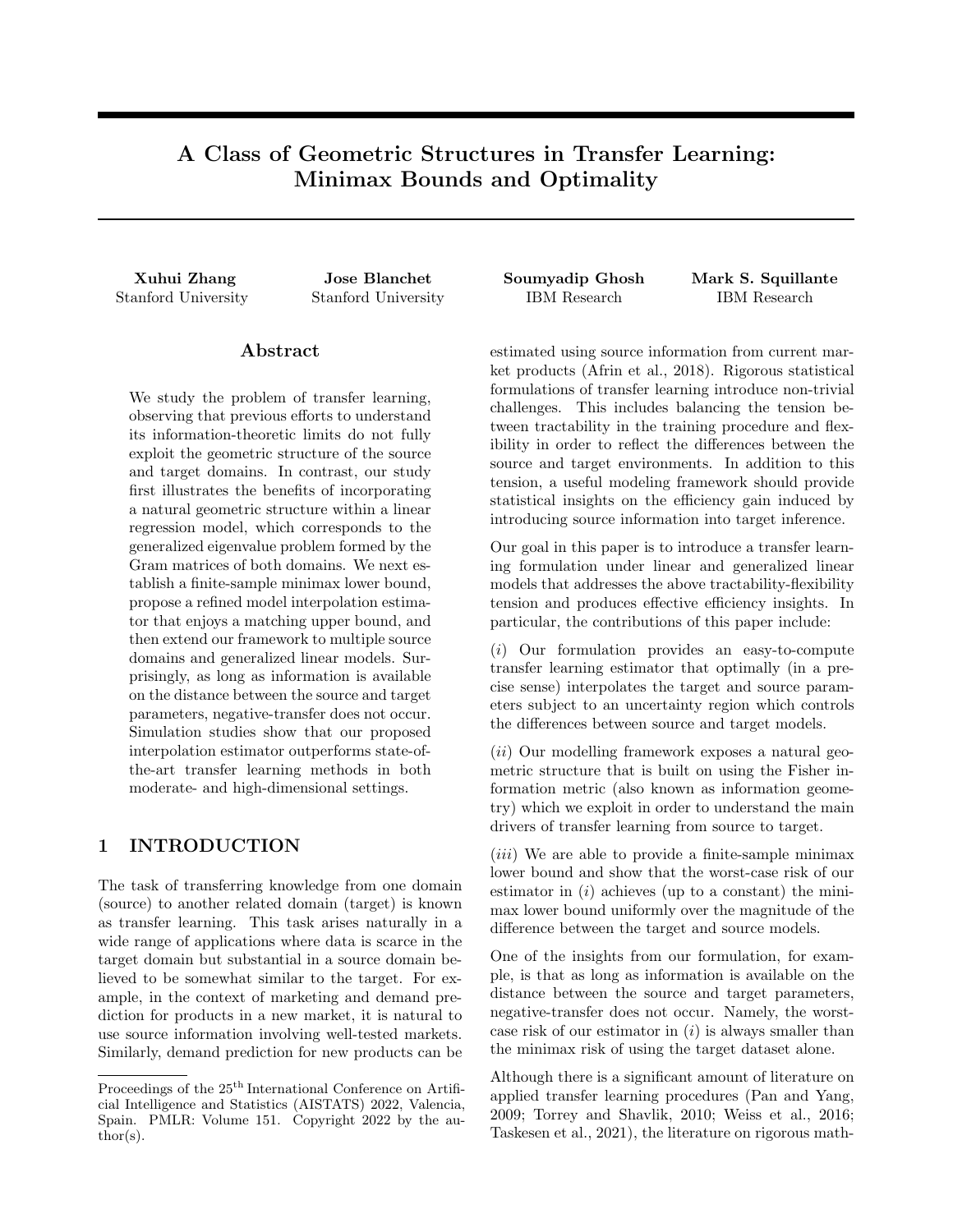# A Class of Geometric Structures in Transfer Learning: Minimax Bounds and Optimality

**Xuhui Zhang**
Stanford University

**Jose Blanchet**
Stanford University

**Soumyadip Ghosh**
IBM Research

**Mark S. Squillante**
IBM Research

## Abstract

We study the problem of transfer learning, observing that previous efforts to understand its information-theoretic limits do not fully exploit the geometric structure of the source and target domains. In contrast, our study first illustrates the benefits of incorporating a natural geometric structure within a linear regression model, which corresponds to the generalized eigenvalue problem formed by the Gram matrices of both domains. We next establish a finite-sample minimax lower bound, propose a refined model interpolation estimator that enjoys a matching upper bound, and then extend our framework to multiple source domains and generalized linear models. Surprisingly, as long as information is available on the distance between the source and target parameters, negative-transfer does not occur. Simulation studies show that our proposed interpolation estimator outperforms state-of-the-art transfer learning methods in both moderate- and high-dimensional settings.

## 1 INTRODUCTION

The task of transferring knowledge from one domain (source) to another related domain (target) is known as transfer learning. This task arises naturally in a wide range of applications where data is scarce in the target domain but substantial in a source domain believed to be somewhat similar to the target. For example, in the context of marketing and demand prediction for products in a new market, it is natural to use source information involving well-tested markets. Similarly, demand prediction for new products can be estimated using source information from current market products (Afrin et al., 2018). Rigorous statistical formulations of transfer learning introduce non-trivial challenges. This includes balancing the tension between tractability in the training procedure and flexibility in order to reflect the differences between the source and target environments. In addition to this tension, a useful modeling framework should provide statistical insights on the efficiency gain induced by introducing source information into target inference.

Our goal in this paper is to introduce a transfer learning formulation under linear and generalized linear models that addresses the above tractability-flexibility tension and produces effective efficiency insights. In particular, the contributions of this paper include:

($i$) Our formulation provides an easy-to-compute transfer learning estimator that optimally (in a precise sense) interpolates the target and source parameters subject to an uncertainty region which controls the differences between source and target models.

($ii$) Our modelling framework exposes a natural geometric structure that is built on using the Fisher information metric (also known as information geometry) which we exploit in order to understand the main drivers of transfer learning from source to target.

($iii$) We are able to provide a finite-sample minimax lower bound and show that the worst-case risk of our estimator in ($i$) achieves (up to a constant) the minimax lower bound uniformly over the magnitude of the difference between the target and source models.

One of the insights from our formulation, for example, is that as long as information is available on the distance between the source and target parameters, negative-transfer does not occur. Namely, the worst-case risk of our estimator in ($i$) is always smaller than the minimax risk of using the target dataset alone.

Although there is a significant amount of literature on applied transfer learning procedures (Pan and Yang, 2009; Torrey and Shavlik, 2010; Weiss et al., 2016; Taskesen et al., 2021), the literature on rigorous math-

---

Proceedings of the 25[th] International Conference on Artificial Intelligence and Statistics (AISTATS) 2022, Valencia, Spain. PMLR: Volume 151. Copyright 2022 by the author(s).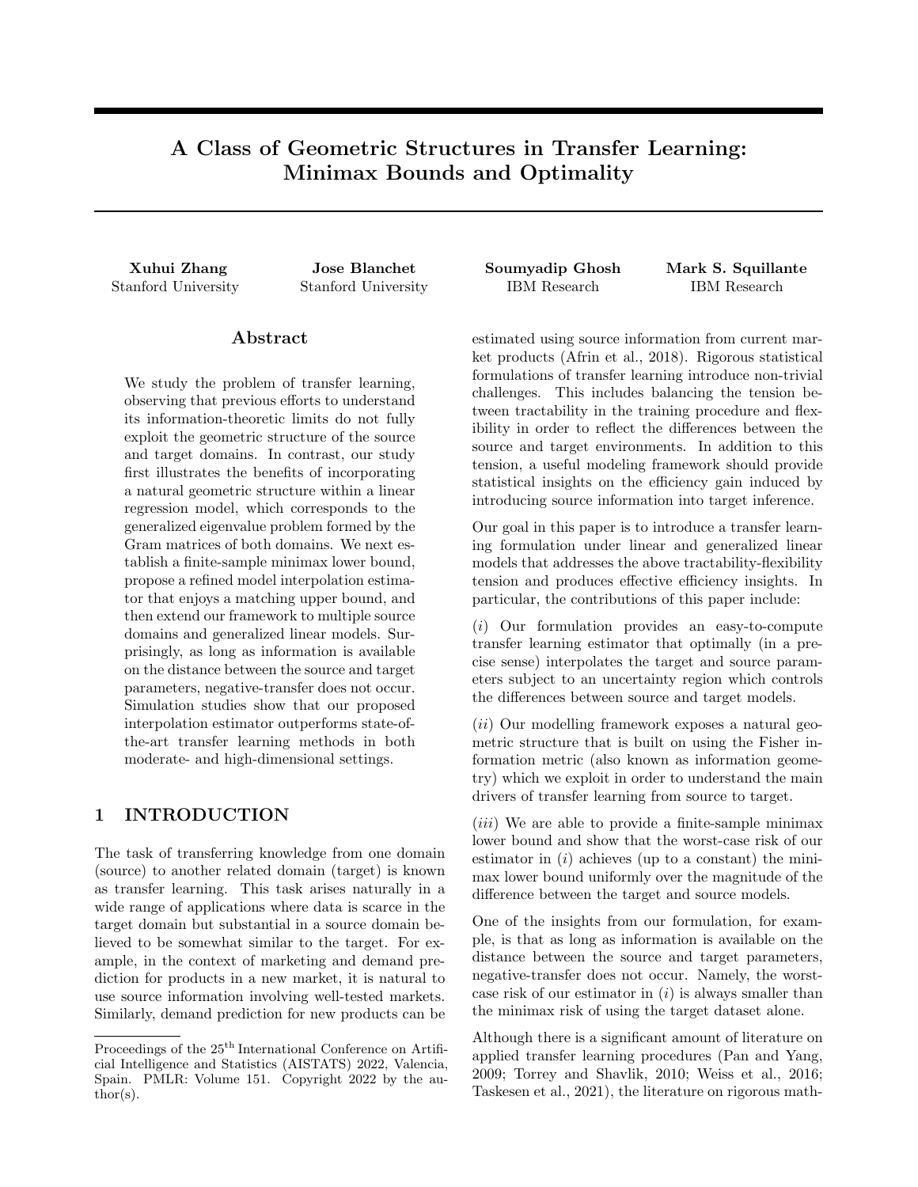# A Class of Geometric Structures in Transfer Learning: Minimax Bounds and Optimality

**Xuhui Zhang**
Stanford University

**Jose Blanchet**
Stanford University

**Soumyadip Ghosh**
IBM Research

**Mark S. Squillante**
IBM Research

## Abstract

We study the problem of transfer learning, observing that previous efforts to understand its information-theoretic limits do not fully exploit the geometric structure of the source and target domains. In contrast, our study first illustrates the benefits of incorporating a natural geometric structure within a linear regression model, which corresponds to the generalized eigenvalue problem formed by the Gram matrices of both domains. We next establish a finite-sample minimax lower bound, propose a refined model interpolation estimator that enjoys a matching upper bound, and then extend our framework to multiple source domains and generalized linear models. Surprisingly, as long as information is available on the distance between the source and target parameters, negative-transfer does not occur. Simulation studies show that our proposed interpolation estimator outperforms state-of-the-art transfer learning methods in both moderate- and high-dimensional settings.

## 1 INTRODUCTION

The task of transferring knowledge from one domain (source) to another related domain (target) is known as transfer learning. This task arises naturally in a wide range of applications where data is scarce in the target domain but substantial in a source domain believed to be somewhat similar to the target. For example, in the context of marketing and demand prediction for products in a new market, it is natural to use source information involving well-tested markets. Similarly, demand prediction for new products can be estimated using source information from current market products (Afrin et al., 2018). Rigorous statistical formulations of transfer learning introduce non-trivial challenges. This includes balancing the tension between tractability in the training procedure and flexibility in order to reflect the differences between the source and target environments. In addition to this tension, a useful modeling framework should provide statistical insights on the efficiency gain induced by introducing source information into target inference.

Our goal in this paper is to introduce a transfer learning formulation under linear and generalized linear models that addresses the above tractability-flexibility tension and produces effective efficiency insights. In particular, the contributions of this paper include:

($i$) Our formulation provides an easy-to-compute transfer learning estimator that optimally (in a precise sense) interpolates the target and source parameters subject to an uncertainty region which controls the differences between source and target models.

($ii$) Our modelling framework exposes a natural geometric structure that is built on using the Fisher information metric (also known as information geometry) which we exploit in order to understand the main drivers of transfer learning from source to target.

($iii$) We are able to provide a finite-sample minimax lower bound and show that the worst-case risk of our estimator in ($i$) achieves (up to a constant) the minimax lower bound uniformly over the magnitude of the difference between the target and source models.

One of the insights from our formulation, for example, is that as long as information is available on the distance between the source and target parameters, negative-transfer does not occur. Namely, the worst-case risk of our estimator in ($i$) is always smaller than the minimax risk of using the target dataset alone.

Although there is a significant amount of literature on applied transfer learning procedures (Pan and Yang, 2009; Torrey and Shavlik, 2010; Weiss et al., 2016; Taskesen et al., 2021), the literature on rigorous math-

Proceedings of the 25[th] International Conference on Artificial Intelligence and Statistics (AISTATS) 2022, Valencia, Spain. PMLR: Volume 151. Copyright 2022 by the author(s).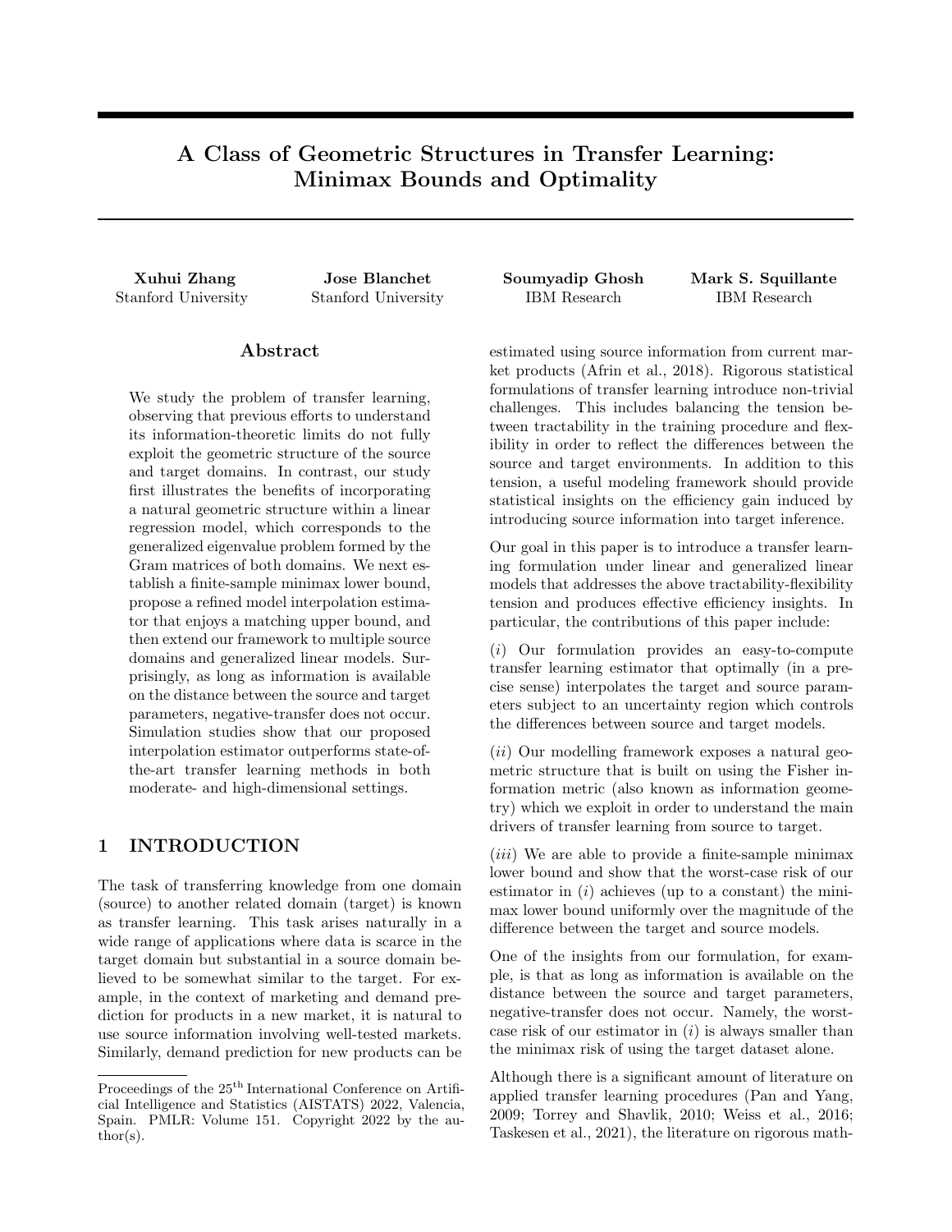# A Class of Geometric Structures in Transfer Learning: Minimax Bounds and Optimality

**Xuhui Zhang**
Stanford University

**Jose Blanchet**
Stanford University

**Soumyadip Ghosh**
IBM Research

**Mark S. Squillante**
IBM Research

## Abstract

We study the problem of transfer learning, observing that previous efforts to understand its information-theoretic limits do not fully exploit the geometric structure of the source and target domains. In contrast, our study first illustrates the benefits of incorporating a natural geometric structure within a linear regression model, which corresponds to the generalized eigenvalue problem formed by the Gram matrices of both domains. We next establish a finite-sample minimax lower bound, propose a refined model interpolation estimator that enjoys a matching upper bound, and then extend our framework to multiple source domains and generalized linear models. Surprisingly, as long as information is available on the distance between the source and target parameters, negative-transfer does not occur. Simulation studies show that our proposed interpolation estimator outperforms state-of-the-art transfer learning methods in both moderate- and high-dimensional settings.

## 1 INTRODUCTION

The task of transferring knowledge from one domain (source) to another related domain (target) is known as transfer learning. This task arises naturally in a wide range of applications where data is scarce in the target domain but substantial in a source domain believed to be somewhat similar to the target. For example, in the context of marketing and demand prediction for products in a new market, it is natural to use source information involving well-tested markets. Similarly, demand prediction for new products can be estimated using source information from current market products (Afrin et al., 2018). Rigorous statistical formulations of transfer learning introduce non-trivial challenges. This includes balancing the tension between tractability in the training procedure and flexibility in order to reflect the differences between the source and target environments. In addition to this tension, a useful modeling framework should provide statistical insights on the efficiency gain induced by introducing source information into target inference.

Our goal in this paper is to introduce a transfer learning formulation under linear and generalized linear models that addresses the above tractability-flexibility tension and produces effective efficiency insights. In particular, the contributions of this paper include:

(*i*) Our formulation provides an easy-to-compute transfer learning estimator that optimally (in a precise sense) interpolates the target and source parameters subject to an uncertainty region which controls the differences between source and target models.

(*ii*) Our modelling framework exposes a natural geometric structure that is built on using the Fisher information metric (also known as information geometry) which we exploit in order to understand the main drivers of transfer learning from source to target.

(*iii*) We are able to provide a finite-sample minimax lower bound and show that the worst-case risk of our estimator in (*i*) achieves (up to a constant) the minimax lower bound uniformly over the magnitude of the difference between the target and source models.

One of the insights from our formulation, for example, is that as long as information is available on the distance between the source and target parameters, negative-transfer does not occur. Namely, the worst-case risk of our estimator in (*i*) is always smaller than the minimax risk of using the target dataset alone.

Although there is a significant amount of literature on applied transfer learning procedures (Pan and Yang, 2009; Torrey and Shavlik, 2010; Weiss et al., 2016; Taskesen et al., 2021), the literature on rigorous math-

Proceedings of the 25[th] International Conference on Artificial Intelligence and Statistics (AISTATS) 2022, Valencia, Spain. PMLR: Volume 151. Copyright 2022 by the author(s).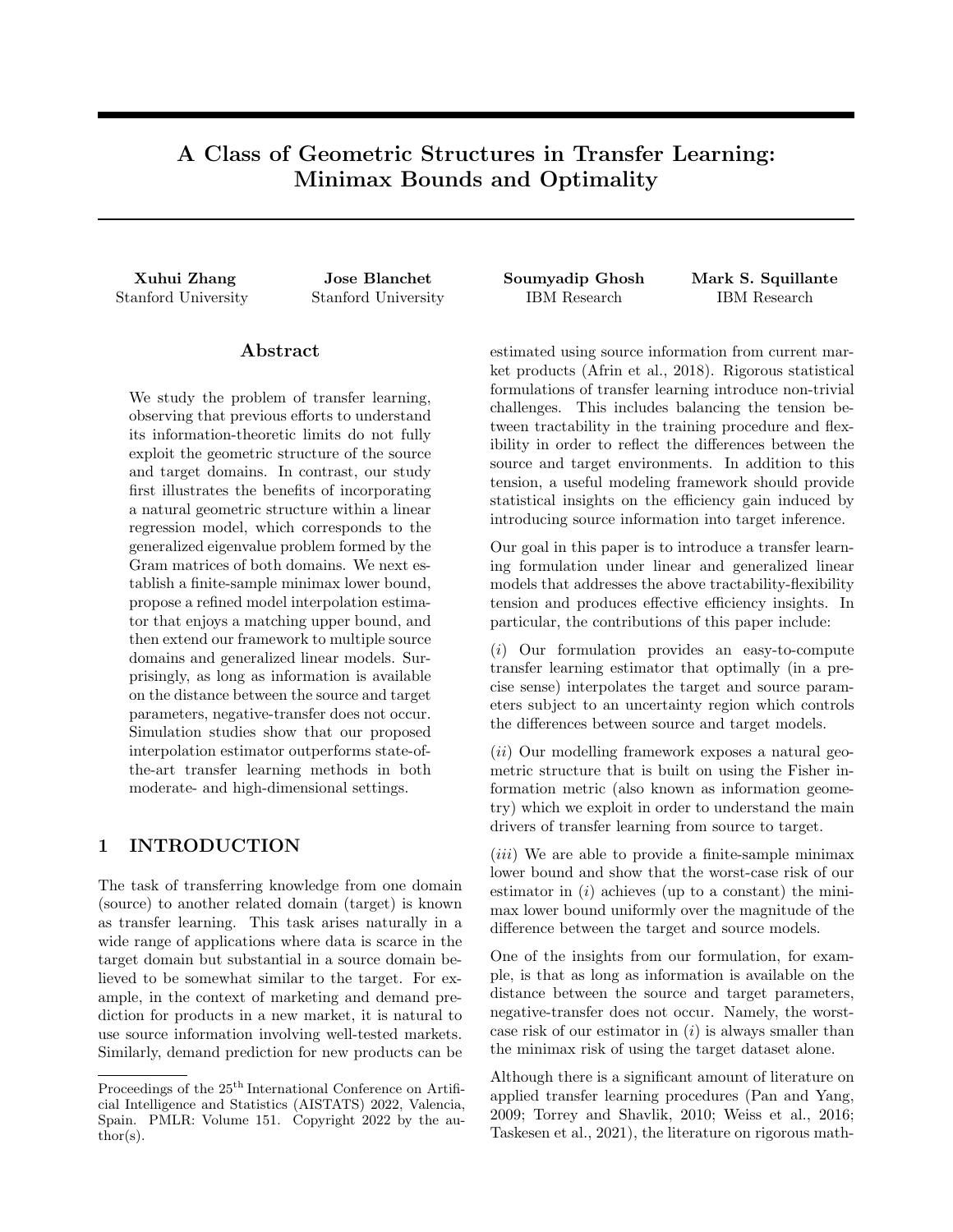# A Class of Geometric Structures in Transfer Learning: Minimax Bounds and Optimality

**Xuhui Zhang**
Stanford University

**Jose Blanchet**
Stanford University

**Soumyadip Ghosh**
IBM Research

**Mark S. Squillante**
IBM Research

## Abstract

We study the problem of transfer learning, observing that previous efforts to understand its information-theoretic limits do not fully exploit the geometric structure of the source and target domains. In contrast, our study first illustrates the benefits of incorporating a natural geometric structure within a linear regression model, which corresponds to the generalized eigenvalue problem formed by the Gram matrices of both domains. We next establish a finite-sample minimax lower bound, propose a refined model interpolation estimator that enjoys a matching upper bound, and then extend our framework to multiple source domains and generalized linear models. Surprisingly, as long as information is available on the distance between the source and target parameters, negative-transfer does not occur. Simulation studies show that our proposed interpolation estimator outperforms state-of-the-art transfer learning methods in both moderate- and high-dimensional settings.

## 1 INTRODUCTION

The task of transferring knowledge from one domain (source) to another related domain (target) is known as transfer learning. This task arises naturally in a wide range of applications where data is scarce in the target domain but substantial in a source domain believed to be somewhat similar to the target. For example, in the context of marketing and demand prediction for products in a new market, it is natural to use source information involving well-tested markets. Similarly, demand prediction for new products can be estimated using source information from current market products (Afrin et al., 2018). Rigorous statistical formulations of transfer learning introduce non-trivial challenges. This includes balancing the tension between tractability in the training procedure and flexibility in order to reflect the differences between the source and target environments. In addition to this tension, a useful modeling framework should provide statistical insights on the efficiency gain induced by introducing source information into target inference.

Our goal in this paper is to introduce a transfer learning formulation under linear and generalized linear models that addresses the above tractability-flexibility tension and produces effective efficiency insights. In particular, the contributions of this paper include:

(*i*) Our formulation provides an easy-to-compute transfer learning estimator that optimally (in a precise sense) interpolates the target and source parameters subject to an uncertainty region which controls the differences between source and target models.

(*ii*) Our modelling framework exposes a natural geometric structure that is built on using the Fisher information metric (also known as information geometry) which we exploit in order to understand the main drivers of transfer learning from source to target.

(*iii*) We are able to provide a finite-sample minimax lower bound and show that the worst-case risk of our estimator in (*i*) achieves (up to a constant) the minimax lower bound uniformly over the magnitude of the difference between the target and source models.

One of the insights from our formulation, for example, is that as long as information is available on the distance between the source and target parameters, negative-transfer does not occur. Namely, the worst-case risk of our estimator in (*i*) is always smaller than the minimax risk of using the target dataset alone.

Although there is a significant amount of literature on applied transfer learning procedures (Pan and Yang, 2009; Torrey and Shavlik, 2010; Weiss et al., 2016; Taskesen et al., 2021), the literature on rigorous math-

Proceedings of the 25[th] International Conference on Artificial Intelligence and Statistics (AISTATS) 2022, Valencia, Spain. PMLR: Volume 151. Copyright 2022 by the author(s).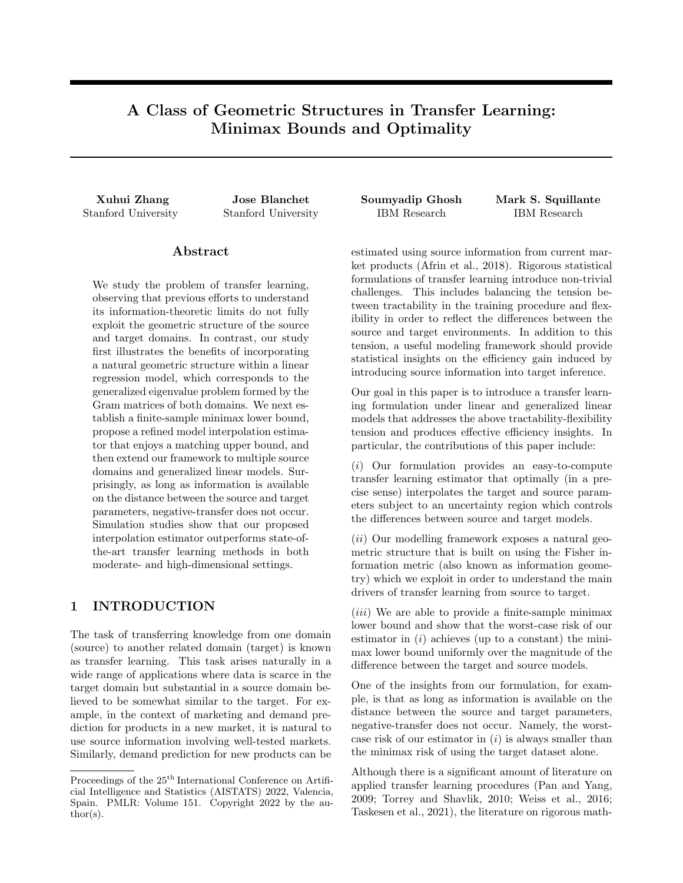# A Class of Geometric Structures in Transfer Learning: Minimax Bounds and Optimality

**Xuhui Zhang**
Stanford University

**Jose Blanchet**
Stanford University

**Soumyadip Ghosh**
IBM Research

**Mark S. Squillante**
IBM Research

## Abstract

We study the problem of transfer learning, observing that previous efforts to understand its information-theoretic limits do not fully exploit the geometric structure of the source and target domains. In contrast, our study first illustrates the benefits of incorporating a natural geometric structure within a linear regression model, which corresponds to the generalized eigenvalue problem formed by the Gram matrices of both domains. We next establish a finite-sample minimax lower bound, propose a refined model interpolation estimator that enjoys a matching upper bound, and then extend our framework to multiple source domains and generalized linear models. Surprisingly, as long as information is available on the distance between the source and target parameters, negative-transfer does not occur. Simulation studies show that our proposed interpolation estimator outperforms state-of-the-art transfer learning methods in both moderate- and high-dimensional settings.

## 1 INTRODUCTION

The task of transferring knowledge from one domain (source) to another related domain (target) is known as transfer learning. This task arises naturally in a wide range of applications where data is scarce in the target domain but substantial in a source domain believed to be somewhat similar to the target. For example, in the context of marketing and demand prediction for products in a new market, it is natural to use source information involving well-tested markets. Similarly, demand prediction for new products can be estimated using source information from current market products (Afrin et al., 2018). Rigorous statistical formulations of transfer learning introduce non-trivial challenges. This includes balancing the tension between tractability in the training procedure and flexibility in order to reflect the differences between the source and target environments. In addition to this tension, a useful modeling framework should provide statistical insights on the efficiency gain induced by introducing source information into target inference.

Proceedings of the 25[th] International Conference on Artificial Intelligence and Statistics (AISTATS) 2022, Valencia, Spain. PMLR: Volume 151. Copyright 2022 by the author(s).

Our goal in this paper is to introduce a transfer learning formulation under linear and generalized linear models that addresses the above tractability-flexibility tension and produces effective efficiency insights. In particular, the contributions of this paper include:

(*i*) Our formulation provides an easy-to-compute transfer learning estimator that optimally (in a precise sense) interpolates the target and source parameters subject to an uncertainty region which controls the differences between source and target models.

(*ii*) Our modelling framework exposes a natural geometric structure that is built on using the Fisher information metric (also known as information geometry) which we exploit in order to understand the main drivers of transfer learning from source to target.

(*iii*) We are able to provide a finite-sample minimax lower bound and show that the worst-case risk of our estimator in (*i*) achieves (up to a constant) the minimax lower bound uniformly over the magnitude of the difference between the target and source models.

One of the insights from our formulation, for example, is that as long as information is available on the distance between the source and target parameters, negative-transfer does not occur. Namely, the worst-case risk of our estimator in (*i*) is always smaller than the minimax risk of using the target dataset alone.

Although there is a significant amount of literature on applied transfer learning procedures (Pan and Yang, 2009; Torrey and Shavlik, 2010; Weiss et al., 2016; Taskesen et al., 2021), the literature on rigorous math-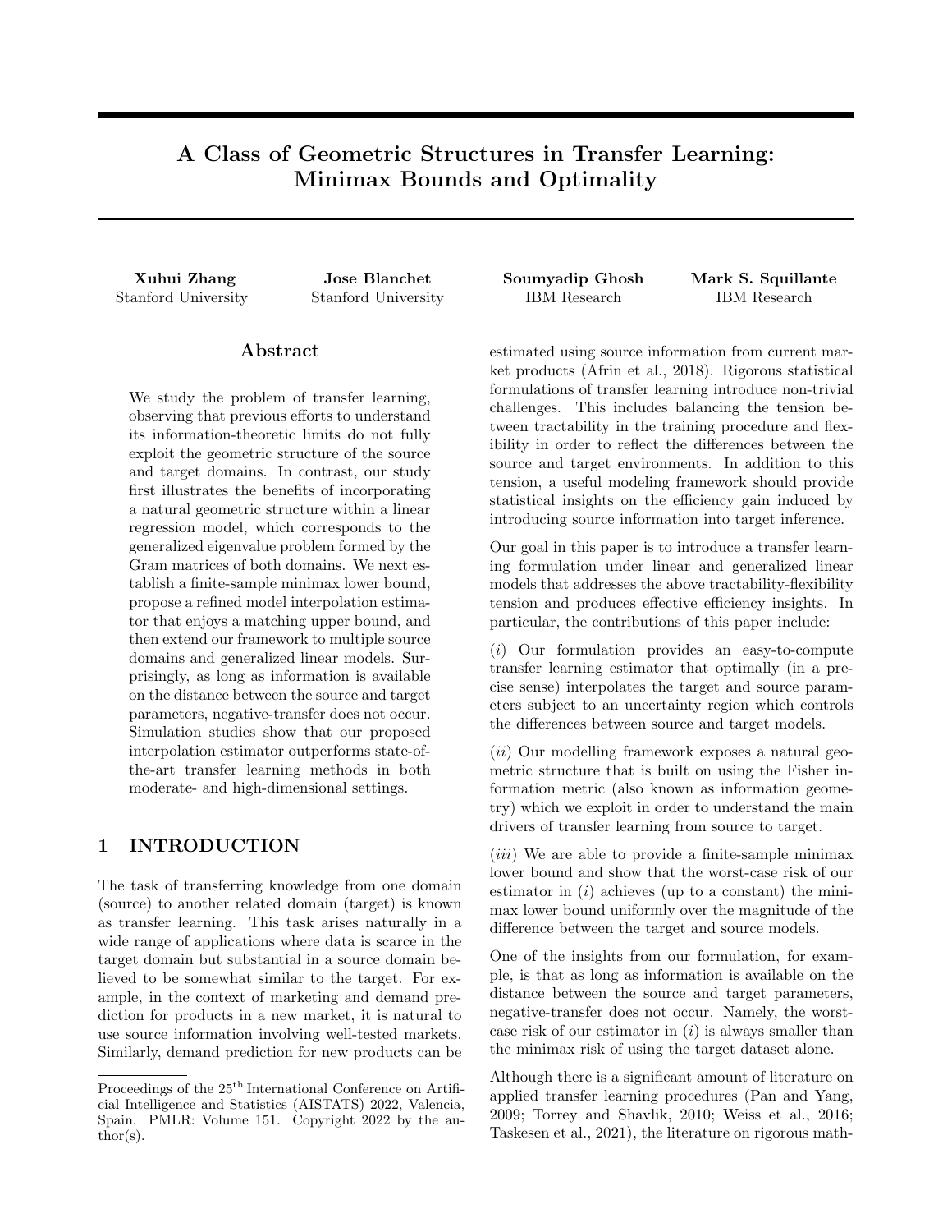# A Class of Geometric Structures in Transfer Learning: Minimax Bounds and Optimality

**Xuhui Zhang**
Stanford University

**Jose Blanchet**
Stanford University

**Soumyadip Ghosh**
IBM Research

**Mark S. Squillante**
IBM Research

## Abstract

We study the problem of transfer learning, observing that previous efforts to understand its information-theoretic limits do not fully exploit the geometric structure of the source and target domains. In contrast, our study first illustrates the benefits of incorporating a natural geometric structure within a linear regression model, which corresponds to the generalized eigenvalue problem formed by the Gram matrices of both domains. We next establish a finite-sample minimax lower bound, propose a refined model interpolation estimator that enjoys a matching upper bound, and then extend our framework to multiple source domains and generalized linear models. Surprisingly, as long as information is available on the distance between the source and target parameters, negative-transfer does not occur. Simulation studies show that our proposed interpolation estimator outperforms state-of-the-art transfer learning methods in both moderate- and high-dimensional settings.

## 1 INTRODUCTION

The task of transferring knowledge from one domain (source) to another related domain (target) is known as transfer learning. This task arises naturally in a wide range of applications where data is scarce in the target domain but substantial in a source domain believed to be somewhat similar to the target. For example, in the context of marketing and demand prediction for products in a new market, it is natural to use source information involving well-tested markets. Similarly, demand prediction for new products can be estimated using source information from current market products (Afrin et al., 2018). Rigorous statistical formulations of transfer learning introduce non-trivial challenges. This includes balancing the tension between tractability in the training procedure and flexibility in order to reflect the differences between the source and target environments. In addition to this tension, a useful modeling framework should provide statistical insights on the efficiency gain induced by introducing source information into target inference.

Our goal in this paper is to introduce a transfer learning formulation under linear and generalized linear models that addresses the above tractability-flexibility tension and produces effective efficiency insights. In particular, the contributions of this paper include:

($i$) Our formulation provides an easy-to-compute transfer learning estimator that optimally (in a precise sense) interpolates the target and source parameters subject to an uncertainty region which controls the differences between source and target models.

($ii$) Our modelling framework exposes a natural geometric structure that is built on using the Fisher information metric (also known as information geometry) which we exploit in order to understand the main drivers of transfer learning from source to target.

($iii$) We are able to provide a finite-sample minimax lower bound and show that the worst-case risk of our estimator in ($i$) achieves (up to a constant) the minimax lower bound uniformly over the magnitude of the difference between the target and source models.

One of the insights from our formulation, for example, is that as long as information is available on the distance between the source and target parameters, negative-transfer does not occur. Namely, the worst-case risk of our estimator in ($i$) is always smaller than the minimax risk of using the target dataset alone.

Although there is a significant amount of literature on applied transfer learning procedures (Pan and Yang, 2009; Torrey and Shavlik, 2010; Weiss et al., 2016; Taskesen et al., 2021), the literature on rigorous math-

Proceedings of the 25[th] International Conference on Artificial Intelligence and Statistics (AISTATS) 2022, Valencia, Spain. PMLR: Volume 151. Copyright 2022 by the author(s).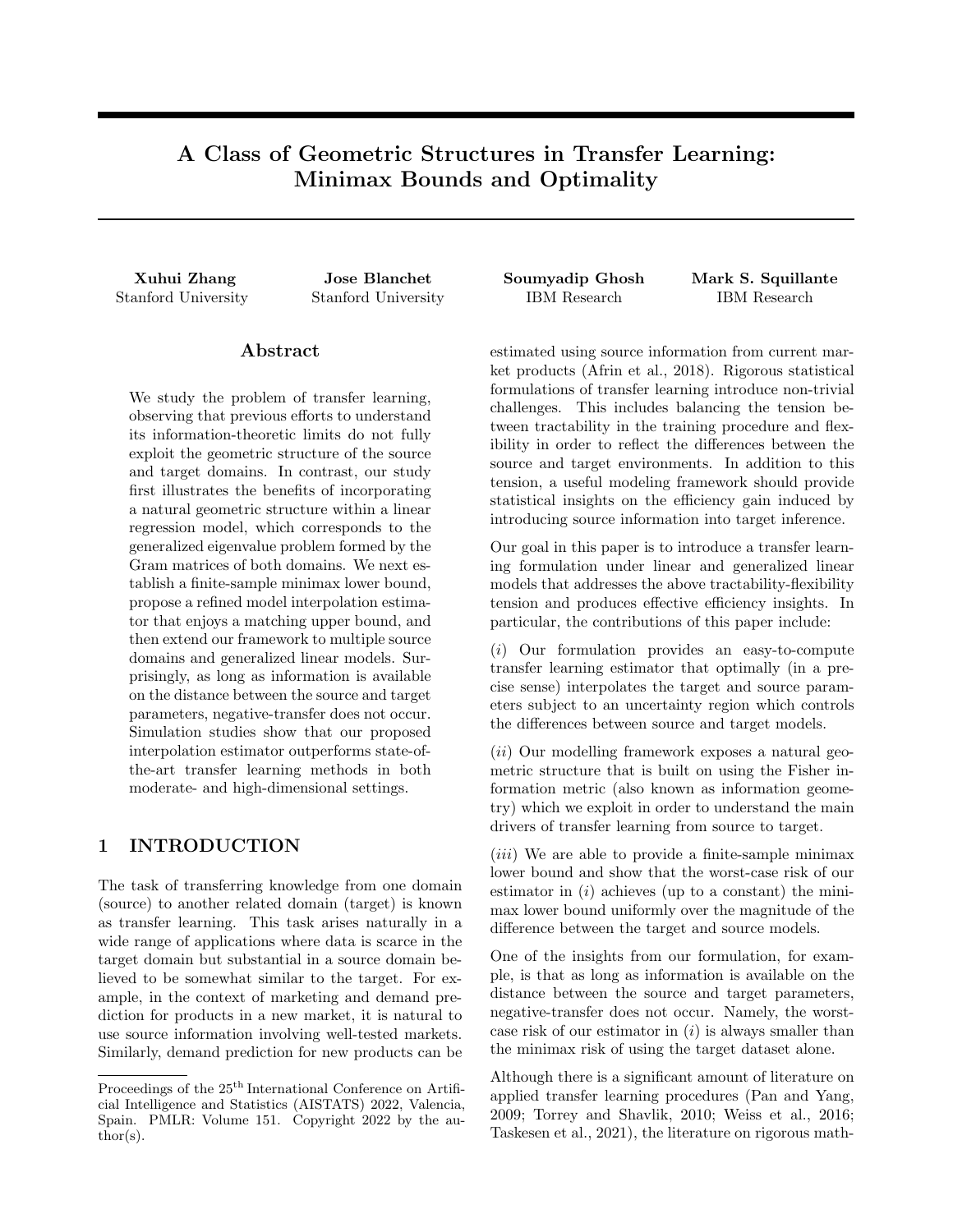# A Class of Geometric Structures in Transfer Learning: Minimax Bounds and Optimality

**Xuhui Zhang**
Stanford University

**Jose Blanchet**
Stanford University

**Soumyadip Ghosh**
IBM Research

**Mark S. Squillante**
IBM Research

## Abstract

We study the problem of transfer learning, observing that previous efforts to understand its information-theoretic limits do not fully exploit the geometric structure of the source and target domains. In contrast, our study first illustrates the benefits of incorporating a natural geometric structure within a linear regression model, which corresponds to the generalized eigenvalue problem formed by the Gram matrices of both domains. We next establish a finite-sample minimax lower bound, propose a refined model interpolation estimator that enjoys a matching upper bound, and then extend our framework to multiple source domains and generalized linear models. Surprisingly, as long as information is available on the distance between the source and target parameters, negative-transfer does not occur. Simulation studies show that our proposed interpolation estimator outperforms state-of-the-art transfer learning methods in both moderate- and high-dimensional settings.

## 1 INTRODUCTION

The task of transferring knowledge from one domain (source) to another related domain (target) is known as transfer learning. This task arises naturally in a wide range of applications where data is scarce in the target domain but substantial in a source domain believed to be somewhat similar to the target. For example, in the context of marketing and demand prediction for products in a new market, it is natural to use source information involving well-tested markets. Similarly, demand prediction for new products can be estimated using source information from current market products (Afrin et al., 2018). Rigorous statistical formulations of transfer learning introduce non-trivial challenges. This includes balancing the tension between tractability in the training procedure and flexibility in order to reflect the differences between the source and target environments. In addition to this tension, a useful modeling framework should provide statistical insights on the efficiency gain induced by introducing source information into target inference.

Our goal in this paper is to introduce a transfer learning formulation under linear and generalized linear models that addresses the above tractability-flexibility tension and produces effective efficiency insights. In particular, the contributions of this paper include:

($i$) Our formulation provides an easy-to-compute transfer learning estimator that optimally (in a precise sense) interpolates the target and source parameters subject to an uncertainty region which controls the differences between source and target models.

($ii$) Our modelling framework exposes a natural geometric structure that is built on using the Fisher information metric (also known as information geometry) which we exploit in order to understand the main drivers of transfer learning from source to target.

($iii$) We are able to provide a finite-sample minimax lower bound and show that the worst-case risk of our estimator in ($i$) achieves (up to a constant) the minimax lower bound uniformly over the magnitude of the difference between the target and source models.

One of the insights from our formulation, for example, is that as long as information is available on the distance between the source and target parameters, negative-transfer does not occur. Namely, the worst-case risk of our estimator in ($i$) is always smaller than the minimax risk of using the target dataset alone.

Although there is a significant amount of literature on applied transfer learning procedures (Pan and Yang, 2009; Torrey and Shavlik, 2010; Weiss et al., 2016; Taskesen et al., 2021), the literature on rigorous math-

Proceedings of the 25[th] International Conference on Artificial Intelligence and Statistics (AISTATS) 2022, Valencia, Spain. PMLR: Volume 151. Copyright 2022 by the author(s).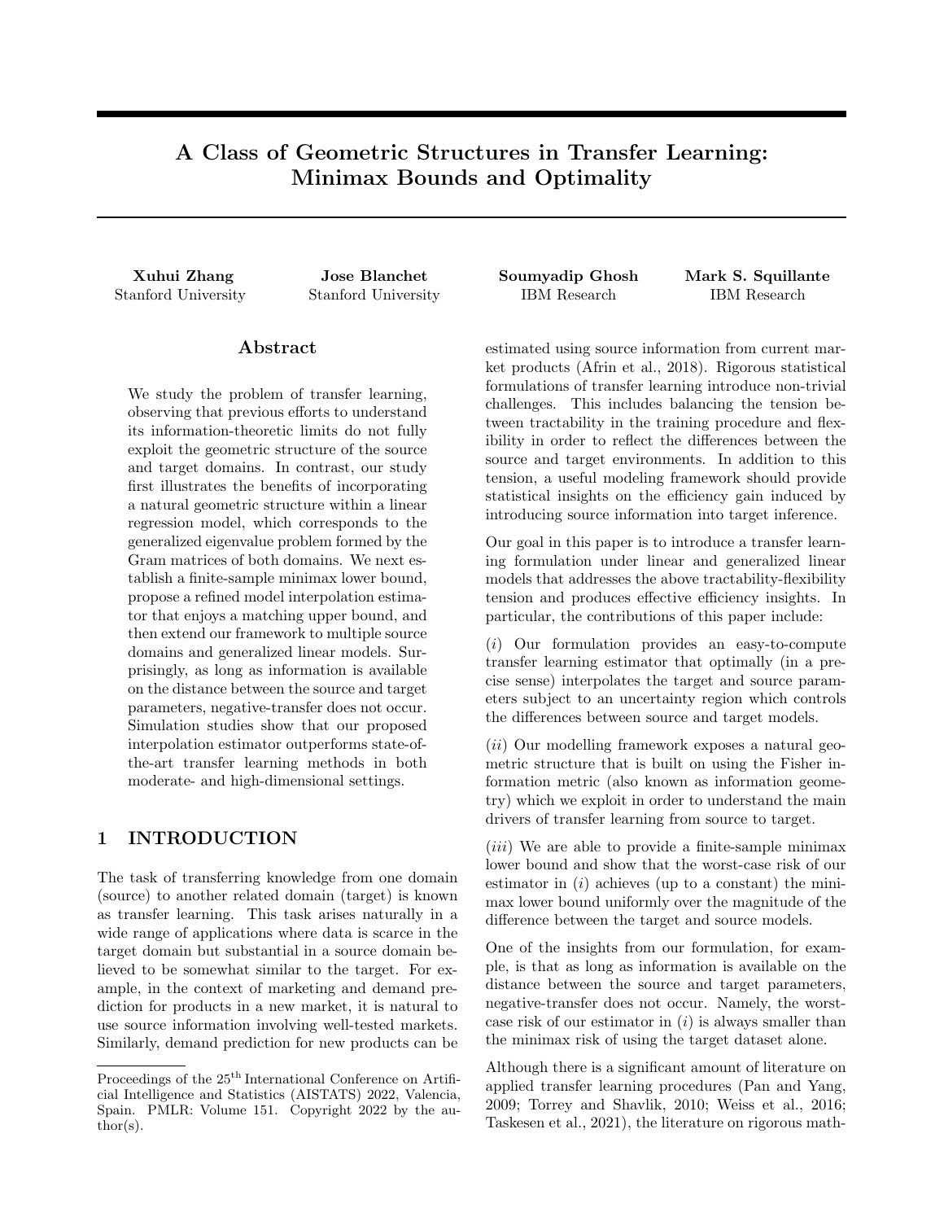# A Class of Geometric Structures in Transfer Learning: Minimax Bounds and Optimality

**Xuhui Zhang**
Stanford University

**Jose Blanchet**
Stanford University

**Soumyadip Ghosh**
IBM Research

**Mark S. Squillante**
IBM Research

## Abstract

We study the problem of transfer learning, observing that previous efforts to understand its information-theoretic limits do not fully exploit the geometric structure of the source and target domains. In contrast, our study first illustrates the benefits of incorporating a natural geometric structure within a linear regression model, which corresponds to the generalized eigenvalue problem formed by the Gram matrices of both domains. We next establish a finite-sample minimax lower bound, propose a refined model interpolation estimator that enjoys a matching upper bound, and then extend our framework to multiple source domains and generalized linear models. Surprisingly, as long as information is available on the distance between the source and target parameters, negative-transfer does not occur. Simulation studies show that our proposed interpolation estimator outperforms state-of-the-art transfer learning methods in both moderate- and high-dimensional settings.

## 1 INTRODUCTION

The task of transferring knowledge from one domain (source) to another related domain (target) is known as transfer learning. This task arises naturally in a wide range of applications where data is scarce in the target domain but substantial in a source domain believed to be somewhat similar to the target. For example, in the context of marketing and demand prediction for products in a new market, it is natural to use source information involving well-tested markets. Similarly, demand prediction for new products can be estimated using source information from current market products (Afrin et al., 2018). Rigorous statistical formulations of transfer learning introduce non-trivial challenges. This includes balancing the tension between tractability in the training procedure and flexibility in order to reflect the differences between the source and target environments. In addition to this tension, a useful modeling framework should provide statistical insights on the efficiency gain induced by introducing source information into target inference.

Our goal in this paper is to introduce a transfer learning formulation under linear and generalized linear models that addresses the above tractability-flexibility tension and produces effective efficiency insights. In particular, the contributions of this paper include:

($i$) Our formulation provides an easy-to-compute transfer learning estimator that optimally (in a precise sense) interpolates the target and source parameters subject to an uncertainty region which controls the differences between source and target models.

($ii$) Our modelling framework exposes a natural geometric structure that is built on using the Fisher information metric (also known as information geometry) which we exploit in order to understand the main drivers of transfer learning from source to target.

($iii$) We are able to provide a finite-sample minimax lower bound and show that the worst-case risk of our estimator in ($i$) achieves (up to a constant) the minimax lower bound uniformly over the magnitude of the difference between the target and source models.

One of the insights from our formulation, for example, is that as long as information is available on the distance between the source and target parameters, negative-transfer does not occur. Namely, the worst-case risk of our estimator in ($i$) is always smaller than the minimax risk of using the target dataset alone.

Although there is a significant amount of literature on applied transfer learning procedures (Pan and Yang, 2009; Torrey and Shavlik, 2010; Weiss et al., 2016; Taskesen et al., 2021), the literature on rigorous math-

Proceedings of the 25[th] International Conference on Artificial Intelligence and Statistics (AISTATS) 2022, Valencia, Spain. PMLR: Volume 151. Copyright 2022 by the author(s).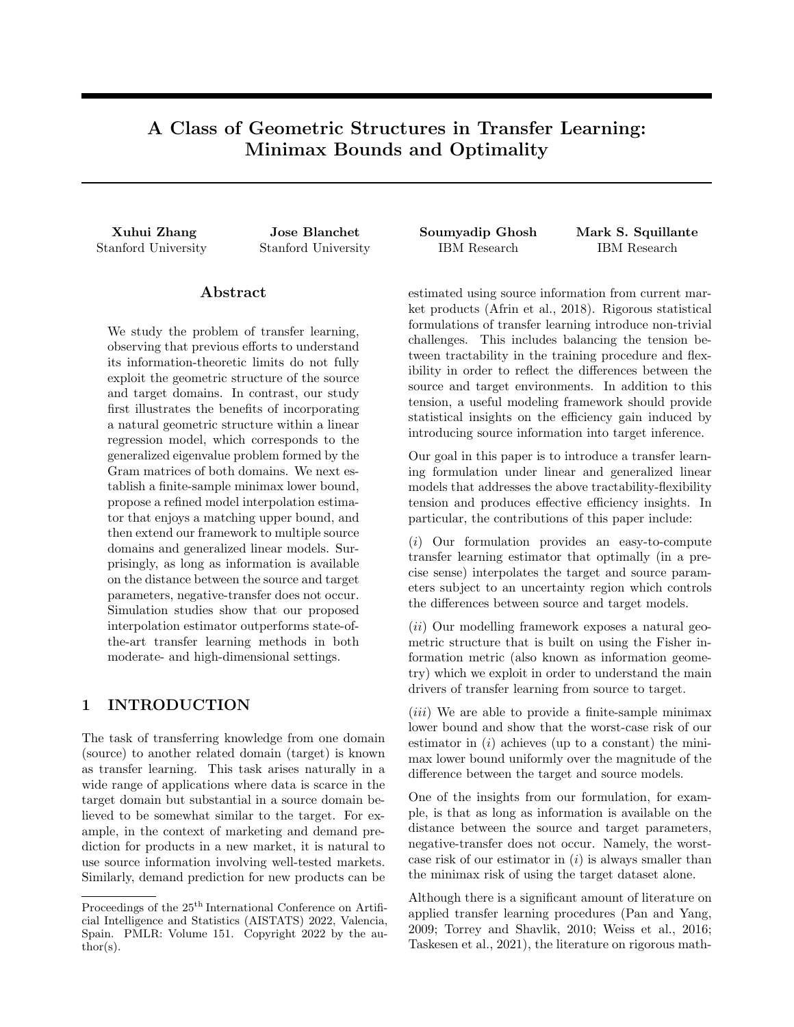# A Class of Geometric Structures in Transfer Learning: Minimax Bounds and Optimality

**Xuhui Zhang**
Stanford University

**Jose Blanchet**
Stanford University

**Soumyadip Ghosh**
IBM Research

**Mark S. Squillante**
IBM Research

## Abstract

We study the problem of transfer learning, observing that previous efforts to understand its information-theoretic limits do not fully exploit the geometric structure of the source and target domains. In contrast, our study first illustrates the benefits of incorporating a natural geometric structure within a linear regression model, which corresponds to the generalized eigenvalue problem formed by the Gram matrices of both domains. We next establish a finite-sample minimax lower bound, propose a refined model interpolation estimator that enjoys a matching upper bound, and then extend our framework to multiple source domains and generalized linear models. Surprisingly, as long as information is available on the distance between the source and target parameters, negative-transfer does not occur. Simulation studies show that our proposed interpolation estimator outperforms state-of-the-art transfer learning methods in both moderate- and high-dimensional settings.

## 1 INTRODUCTION

The task of transferring knowledge from one domain (source) to another related domain (target) is known as transfer learning. This task arises naturally in a wide range of applications where data is scarce in the target domain but substantial in a source domain believed to be somewhat similar to the target. For example, in the context of marketing and demand prediction for products in a new market, it is natural to use source information involving well-tested markets. Similarly, demand prediction for new products can be estimated using source information from current market products (Afrin et al., 2018). Rigorous statistical formulations of transfer learning introduce non-trivial challenges. This includes balancing the tension between tractability in the training procedure and flexibility in order to reflect the differences between the source and target environments. In addition to this tension, a useful modeling framework should provide statistical insights on the efficiency gain induced by introducing source information into target inference.

Our goal in this paper is to introduce a transfer learning formulation under linear and generalized linear models that addresses the above tractability-flexibility tension and produces effective efficiency insights. In particular, the contributions of this paper include:

($i$) Our formulation provides an easy-to-compute transfer learning estimator that optimally (in a precise sense) interpolates the target and source parameters subject to an uncertainty region which controls the differences between source and target models.

($ii$) Our modelling framework exposes a natural geometric structure that is built on using the Fisher information metric (also known as information geometry) which we exploit in order to understand the main drivers of transfer learning from source to target.

($iii$) We are able to provide a finite-sample minimax lower bound and show that the worst-case risk of our estimator in ($i$) achieves (up to a constant) the minimax lower bound uniformly over the magnitude of the difference between the target and source models.

One of the insights from our formulation, for example, is that as long as information is available on the distance between the source and target parameters, negative-transfer does not occur. Namely, the worst-case risk of our estimator in ($i$) is always smaller than the minimax risk of using the target dataset alone.

Although there is a significant amount of literature on applied transfer learning procedures (Pan and Yang, 2009; Torrey and Shavlik, 2010; Weiss et al., 2016; Taskesen et al., 2021), the literature on rigorous math-

Proceedings of the 25[th] International Conference on Artificial Intelligence and Statistics (AISTATS) 2022, Valencia, Spain. PMLR: Volume 151. Copyright 2022 by the author(s).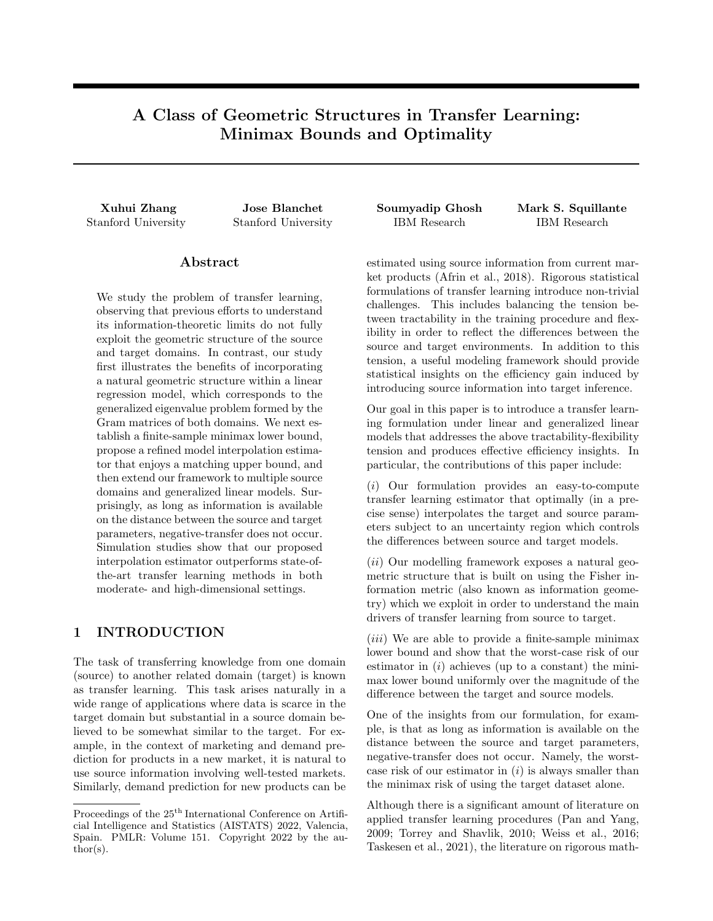# A Class of Geometric Structures in Transfer Learning: Minimax Bounds and Optimality

**Xuhui Zhang**
Stanford University

**Jose Blanchet**
Stanford University

**Soumyadip Ghosh**
IBM Research

**Mark S. Squillante**
IBM Research

## Abstract

We study the problem of transfer learning, observing that previous efforts to understand its information-theoretic limits do not fully exploit the geometric structure of the source and target domains. In contrast, our study first illustrates the benefits of incorporating a natural geometric structure within a linear regression model, which corresponds to the generalized eigenvalue problem formed by the Gram matrices of both domains. We next establish a finite-sample minimax lower bound, propose a refined model interpolation estimator that enjoys a matching upper bound, and then extend our framework to multiple source domains and generalized linear models. Surprisingly, as long as information is available on the distance between the source and target parameters, negative-transfer does not occur. Simulation studies show that our proposed interpolation estimator outperforms state-of-the-art transfer learning methods in both moderate- and high-dimensional settings.

## 1 INTRODUCTION

The task of transferring knowledge from one domain (source) to another related domain (target) is known as transfer learning. This task arises naturally in a wide range of applications where data is scarce in the target domain but substantial in a source domain believed to be somewhat similar to the target. For example, in the context of marketing and demand prediction for products in a new market, it is natural to use source information involving well-tested markets. Similarly, demand prediction for new products can be estimated using source information from current market products (Afrin et al., 2018). Rigorous statistical formulations of transfer learning introduce non-trivial challenges. This includes balancing the tension between tractability in the training procedure and flexibility in order to reflect the differences between the source and target environments. In addition to this tension, a useful modeling framework should provide statistical insights on the efficiency gain induced by introducing source information into target inference.

Our goal in this paper is to introduce a transfer learning formulation under linear and generalized linear models that addresses the above tractability-flexibility tension and produces effective efficiency insights. In particular, the contributions of this paper include:

($i$) Our formulation provides an easy-to-compute transfer learning estimator that optimally (in a precise sense) interpolates the target and source parameters subject to an uncertainty region which controls the differences between source and target models.

($ii$) Our modelling framework exposes a natural geometric structure that is built on using the Fisher information metric (also known as information geometry) which we exploit in order to understand the main drivers of transfer learning from source to target.

($iii$) We are able to provide a finite-sample minimax lower bound and show that the worst-case risk of our estimator in ($i$) achieves (up to a constant) the minimax lower bound uniformly over the magnitude of the difference between the target and source models.

One of the insights from our formulation, for example, is that as long as information is available on the distance between the source and target parameters, negative-transfer does not occur. Namely, the worst-case risk of our estimator in ($i$) is always smaller than the minimax risk of using the target dataset alone.

Although there is a significant amount of literature on applied transfer learning procedures (Pan and Yang, 2009; Torrey and Shavlik, 2010; Weiss et al., 2016; Taskesen et al., 2021), the literature on rigorous math-

Proceedings of the 25[th] International Conference on Artificial Intelligence and Statistics (AISTATS) 2022, Valencia, Spain. PMLR: Volume 151. Copyright 2022 by the author(s).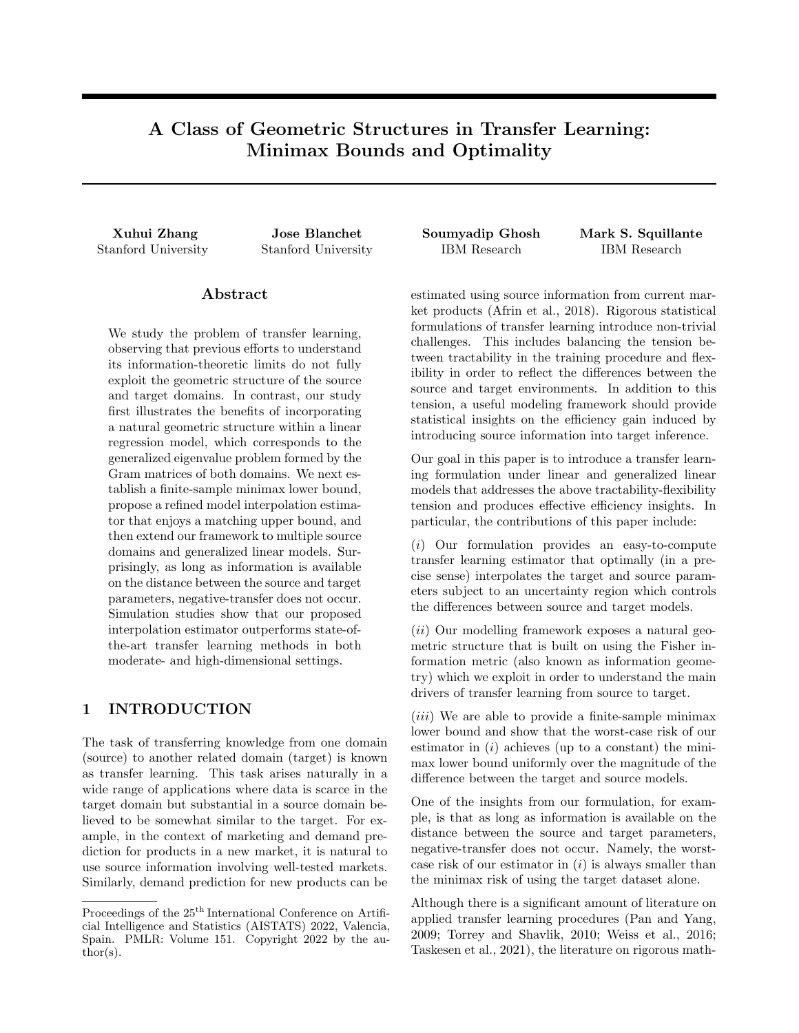# A Class of Geometric Structures in Transfer Learning: Minimax Bounds and Optimality

**Xuhui Zhang**
Stanford University

**Jose Blanchet**
Stanford University

**Soumyadip Ghosh**
IBM Research

**Mark S. Squillante**
IBM Research

## Abstract

We study the problem of transfer learning, observing that previous efforts to understand its information-theoretic limits do not fully exploit the geometric structure of the source and target domains. In contrast, our study first illustrates the benefits of incorporating a natural geometric structure within a linear regression model, which corresponds to the generalized eigenvalue problem formed by the Gram matrices of both domains. We next establish a finite-sample minimax lower bound, propose a refined model interpolation estimator that enjoys a matching upper bound, and then extend our framework to multiple source domains and generalized linear models. Surprisingly, as long as information is available on the distance between the source and target parameters, negative-transfer does not occur. Simulation studies show that our proposed interpolation estimator outperforms state-of-the-art transfer learning methods in both moderate- and high-dimensional settings.

## 1 INTRODUCTION

The task of transferring knowledge from one domain (source) to another related domain (target) is known as transfer learning. This task arises naturally in a wide range of applications where data is scarce in the target domain but substantial in a source domain believed to be somewhat similar to the target. For example, in the context of marketing and demand prediction for products in a new market, it is natural to use source information involving well-tested markets. Similarly, demand prediction for new products can be estimated using source information from current market products (Afrin et al., 2018). Rigorous statistical formulations of transfer learning introduce non-trivial challenges. This includes balancing the tension between tractability in the training procedure and flexibility in order to reflect the differences between the source and target environments. In addition to this tension, a useful modeling framework should provide statistical insights on the efficiency gain induced by introducing source information into target inference.

Our goal in this paper is to introduce a transfer learning formulation under linear and generalized linear models that addresses the above tractability-flexibility tension and produces effective efficiency insights. In particular, the contributions of this paper include:

(*i*) Our formulation provides an easy-to-compute transfer learning estimator that optimally (in a precise sense) interpolates the target and source parameters subject to an uncertainty region which controls the differences between source and target models.

(*ii*) Our modelling framework exposes a natural geometric structure that is built on using the Fisher information metric (also known as information geometry) which we exploit in order to understand the main drivers of transfer learning from source to target.

(*iii*) We are able to provide a finite-sample minimax lower bound and show that the worst-case risk of our estimator in (*i*) achieves (up to a constant) the minimax lower bound uniformly over the magnitude of the difference between the target and source models.

One of the insights from our formulation, for example, is that as long as information is available on the distance between the source and target parameters, negative-transfer does not occur. Namely, the worst-case risk of our estimator in (*i*) is always smaller than the minimax risk of using the target dataset alone.

Although there is a significant amount of literature on applied transfer learning procedures (Pan and Yang, 2009; Torrey and Shavlik, 2010; Weiss et al., 2016; Taskesen et al., 2021), the literature on rigorous math-

Proceedings of the 25[th] International Conference on Artificial Intelligence and Statistics (AISTATS) 2022, Valencia, Spain. PMLR: Volume 151. Copyright 2022 by the author(s).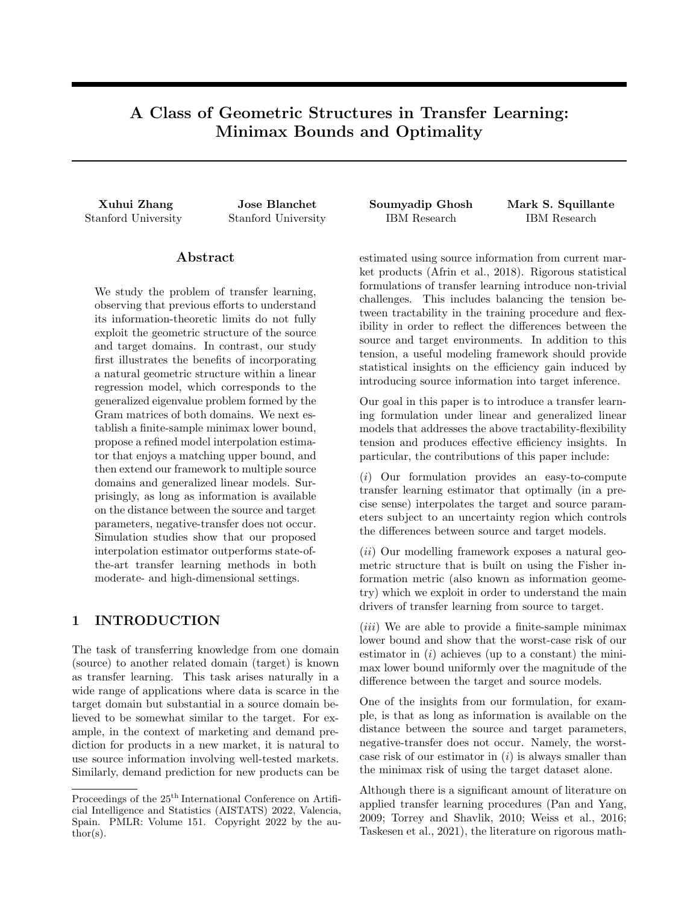# A Class of Geometric Structures in Transfer Learning: Minimax Bounds and Optimality

**Xuhui Zhang**
Stanford University

**Jose Blanchet**
Stanford University

**Soumyadip Ghosh**
IBM Research

**Mark S. Squillante**
IBM Research

## Abstract

We study the problem of transfer learning, observing that previous efforts to understand its information-theoretic limits do not fully exploit the geometric structure of the source and target domains. In contrast, our study first illustrates the benefits of incorporating a natural geometric structure within a linear regression model, which corresponds to the generalized eigenvalue problem formed by the Gram matrices of both domains. We next establish a finite-sample minimax lower bound, propose a refined model interpolation estimator that enjoys a matching upper bound, and then extend our framework to multiple source domains and generalized linear models. Surprisingly, as long as information is available on the distance between the source and target parameters, negative-transfer does not occur. Simulation studies show that our proposed interpolation estimator outperforms state-of-the-art transfer learning methods in both moderate- and high-dimensional settings.

## 1 INTRODUCTION

The task of transferring knowledge from one domain (source) to another related domain (target) is known as transfer learning. This task arises naturally in a wide range of applications where data is scarce in the target domain but substantial in a source domain believed to be somewhat similar to the target. For example, in the context of marketing and demand prediction for products in a new market, it is natural to use source information involving well-tested markets. Similarly, demand prediction for new products can be estimated using source information from current market products (Afrin et al., 2018). Rigorous statistical formulations of transfer learning introduce non-trivial challenges. This includes balancing the tension between tractability in the training procedure and flexibility in order to reflect the differences between the source and target environments. In addition to this tension, a useful modeling framework should provide statistical insights on the efficiency gain induced by introducing source information into target inference.

Our goal in this paper is to introduce a transfer learning formulation under linear and generalized linear models that addresses the above tractability-flexibility tension and produces effective efficiency insights. In particular, the contributions of this paper include:

(*i*) Our formulation provides an easy-to-compute transfer learning estimator that optimally (in a precise sense) interpolates the target and source parameters subject to an uncertainty region which controls the differences between source and target models.

(*ii*) Our modelling framework exposes a natural geometric structure that is built on using the Fisher information metric (also known as information geometry) which we exploit in order to understand the main drivers of transfer learning from source to target.

(*iii*) We are able to provide a finite-sample minimax lower bound and show that the worst-case risk of our estimator in (*i*) achieves (up to a constant) the minimax lower bound uniformly over the magnitude of the difference between the target and source models.

One of the insights from our formulation, for example, is that as long as information is available on the distance between the source and target parameters, negative-transfer does not occur. Namely, the worst-case risk of our estimator in (*i*) is always smaller than the minimax risk of using the target dataset alone.

Although there is a significant amount of literature on applied transfer learning procedures (Pan and Yang, 2009; Torrey and Shavlik, 2010; Weiss et al., 2016; Taskesen et al., 2021), the literature on rigorous math-

---

Proceedings of the 25[th] International Conference on Artificial Intelligence and Statistics (AISTATS) 2022, Valencia, Spain. PMLR: Volume 151. Copyright 2022 by the author(s).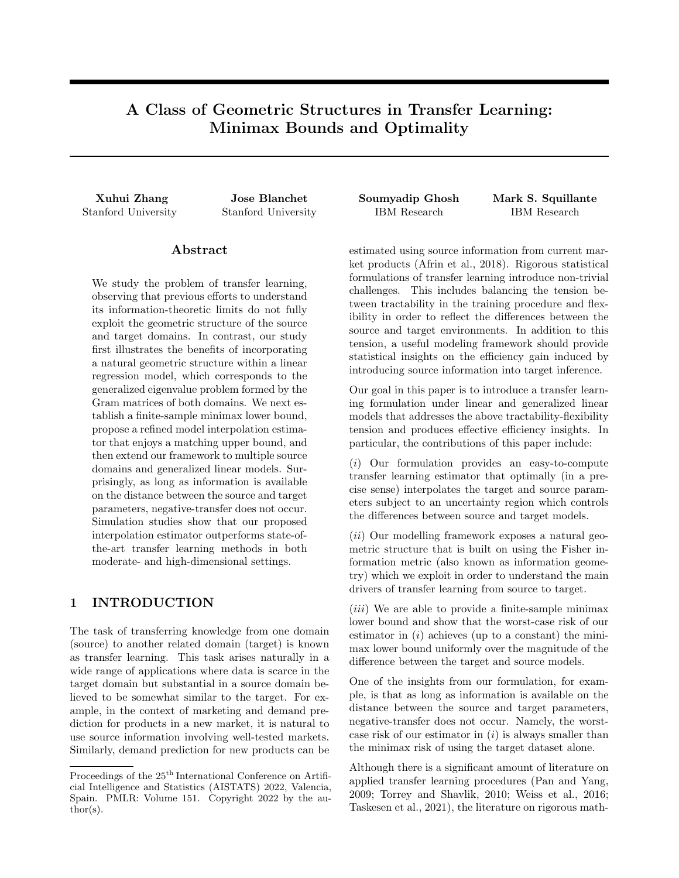# A Class of Geometric Structures in Transfer Learning: Minimax Bounds and Optimality

**Xuhui Zhang**
Stanford University

**Jose Blanchet**
Stanford University

**Soumyadip Ghosh**
IBM Research

**Mark S. Squillante**
IBM Research

## Abstract

We study the problem of transfer learning, observing that previous efforts to understand its information-theoretic limits do not fully exploit the geometric structure of the source and target domains. In contrast, our study first illustrates the benefits of incorporating a natural geometric structure within a linear regression model, which corresponds to the generalized eigenvalue problem formed by the Gram matrices of both domains. We next establish a finite-sample minimax lower bound, propose a refined model interpolation estimator that enjoys a matching upper bound, and then extend our framework to multiple source domains and generalized linear models. Surprisingly, as long as information is available on the distance between the source and target parameters, negative-transfer does not occur. Simulation studies show that our proposed interpolation estimator outperforms state-of-the-art transfer learning methods in both moderate- and high-dimensional settings.

## 1 INTRODUCTION

The task of transferring knowledge from one domain (source) to another related domain (target) is known as transfer learning. This task arises naturally in a wide range of applications where data is scarce in the target domain but substantial in a source domain believed to be somewhat similar to the target. For example, in the context of marketing and demand prediction for products in a new market, it is natural to use source information involving well-tested markets. Similarly, demand prediction for new products can be estimated using source information from current market products (Afrin et al., 2018). Rigorous statistical formulations of transfer learning introduce non-trivial challenges. This includes balancing the tension between tractability in the training procedure and flexibility in order to reflect the differences between the source and target environments. In addition to this tension, a useful modeling framework should provide statistical insights on the efficiency gain induced by introducing source information into target inference.

Our goal in this paper is to introduce a transfer learning formulation under linear and generalized linear models that addresses the above tractability-flexibility tension and produces effective efficiency insights. In particular, the contributions of this paper include:

($i$) Our formulation provides an easy-to-compute transfer learning estimator that optimally (in a precise sense) interpolates the target and source parameters subject to an uncertainty region which controls the differences between source and target models.

($ii$) Our modelling framework exposes a natural geometric structure that is built on using the Fisher information metric (also known as information geometry) which we exploit in order to understand the main drivers of transfer learning from source to target.

($iii$) We are able to provide a finite-sample minimax lower bound and show that the worst-case risk of our estimator in ($i$) achieves (up to a constant) the minimax lower bound uniformly over the magnitude of the difference between the target and source models.

One of the insights from our formulation, for example, is that as long as information is available on the distance between the source and target parameters, negative-transfer does not occur. Namely, the worst-case risk of our estimator in ($i$) is always smaller than the minimax risk of using the target dataset alone.

Although there is a significant amount of literature on applied transfer learning procedures (Pan and Yang, 2009; Torrey and Shavlik, 2010; Weiss et al., 2016; Taskesen et al., 2021), the literature on rigorous math-

Proceedings of the 25[th] International Conference on Artificial Intelligence and Statistics (AISTATS) 2022, Valencia, Spain. PMLR: Volume 151. Copyright 2022 by the author(s).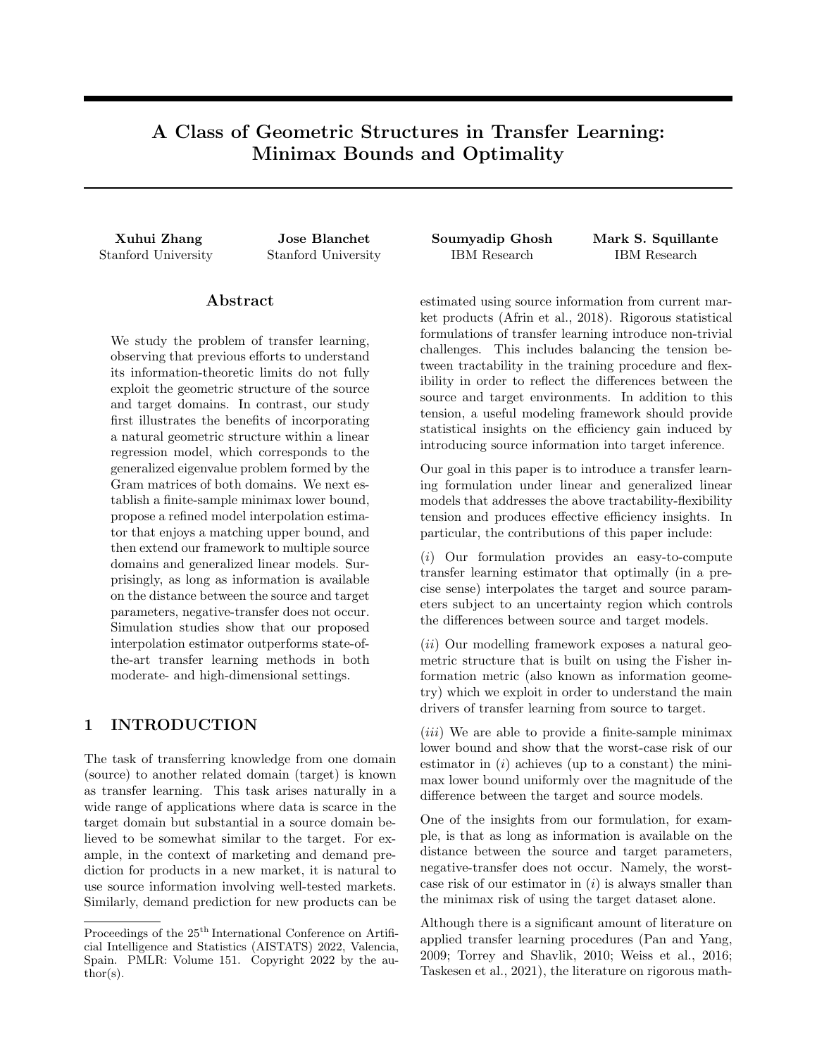# A Class of Geometric Structures in Transfer Learning: Minimax Bounds and Optimality

**Xuhui Zhang**
Stanford University

**Jose Blanchet**
Stanford University

**Soumyadip Ghosh**
IBM Research

**Mark S. Squillante**
IBM Research

## Abstract

We study the problem of transfer learning, observing that previous efforts to understand its information-theoretic limits do not fully exploit the geometric structure of the source and target domains. In contrast, our study first illustrates the benefits of incorporating a natural geometric structure within a linear regression model, which corresponds to the generalized eigenvalue problem formed by the Gram matrices of both domains. We next establish a finite-sample minimax lower bound, propose a refined model interpolation estimator that enjoys a matching upper bound, and then extend our framework to multiple source domains and generalized linear models. Surprisingly, as long as information is available on the distance between the source and target parameters, negative-transfer does not occur. Simulation studies show that our proposed interpolation estimator outperforms state-of-the-art transfer learning methods in both moderate- and high-dimensional settings.

## 1 INTRODUCTION

The task of transferring knowledge from one domain (source) to another related domain (target) is known as transfer learning. This task arises naturally in a wide range of applications where data is scarce in the target domain but substantial in a source domain believed to be somewhat similar to the target. For example, in the context of marketing and demand prediction for products in a new market, it is natural to use source information involving well-tested markets. Similarly, demand prediction for new products can be estimated using source information from current market products (Afrin et al., 2018). Rigorous statistical formulations of transfer learning introduce non-trivial challenges. This includes balancing the tension between tractability in the training procedure and flexibility in order to reflect the differences between the source and target environments. In addition to this tension, a useful modeling framework should provide statistical insights on the efficiency gain induced by introducing source information into target inference.

Our goal in this paper is to introduce a transfer learning formulation under linear and generalized linear models that addresses the above tractability-flexibility tension and produces effective efficiency insights. In particular, the contributions of this paper include:

(*i*) Our formulation provides an easy-to-compute transfer learning estimator that optimally (in a precise sense) interpolates the target and source parameters subject to an uncertainty region which controls the differences between source and target models.

(*ii*) Our modelling framework exposes a natural geometric structure that is built on using the Fisher information metric (also known as information geometry) which we exploit in order to understand the main drivers of transfer learning from source to target.

(*iii*) We are able to provide a finite-sample minimax lower bound and show that the worst-case risk of our estimator in (*i*) achieves (up to a constant) the minimax lower bound uniformly over the magnitude of the difference between the target and source models.

One of the insights from our formulation, for example, is that as long as information is available on the distance between the source and target parameters, negative-transfer does not occur. Namely, the worst-case risk of our estimator in (*i*) is always smaller than the minimax risk of using the target dataset alone.

Although there is a significant amount of literature on applied transfer learning procedures (Pan and Yang, 2009; Torrey and Shavlik, 2010; Weiss et al., 2016; Taskesen et al., 2021), the literature on rigorous math-

Proceedings of the 25[th] International Conference on Artificial Intelligence and Statistics (AISTATS) 2022, Valencia, Spain. PMLR: Volume 151. Copyright 2022 by the author(s).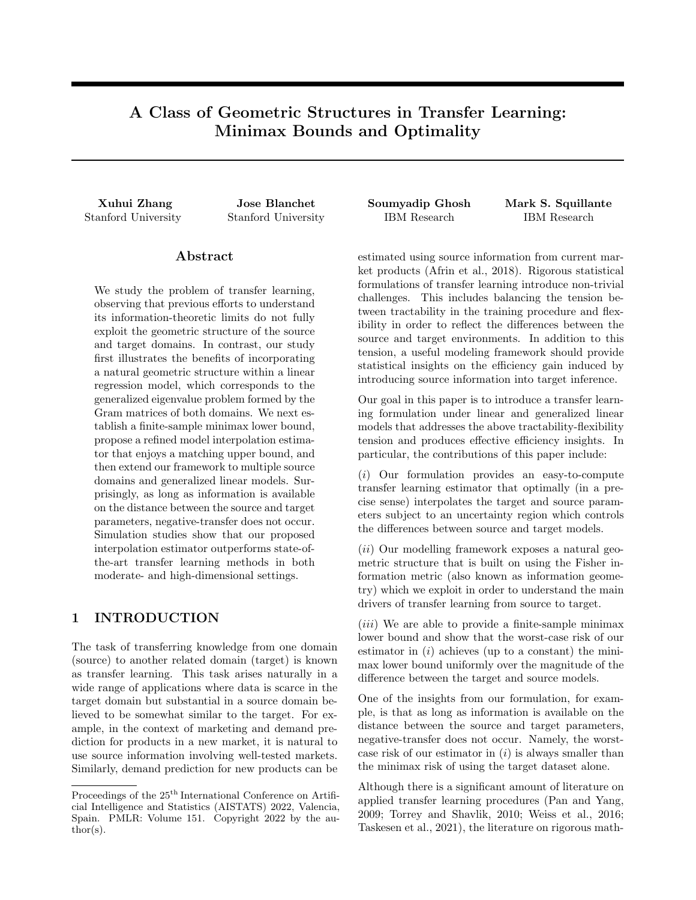# A Class of Geometric Structures in Transfer Learning: Minimax Bounds and Optimality

**Xuhui Zhang**
Stanford University

**Jose Blanchet**
Stanford University

**Soumyadip Ghosh**
IBM Research

**Mark S. Squillante**
IBM Research

## Abstract

We study the problem of transfer learning, observing that previous efforts to understand its information-theoretic limits do not fully exploit the geometric structure of the source and target domains. In contrast, our study first illustrates the benefits of incorporating a natural geometric structure within a linear regression model, which corresponds to the generalized eigenvalue problem formed by the Gram matrices of both domains. We next establish a finite-sample minimax lower bound, propose a refined model interpolation estimator that enjoys a matching upper bound, and then extend our framework to multiple source domains and generalized linear models. Surprisingly, as long as information is available on the distance between the source and target parameters, negative-transfer does not occur. Simulation studies show that our proposed interpolation estimator outperforms state-of-the-art transfer learning methods in both moderate- and high-dimensional settings.

## 1 INTRODUCTION

The task of transferring knowledge from one domain (source) to another related domain (target) is known as transfer learning. This task arises naturally in a wide range of applications where data is scarce in the target domain but substantial in a source domain believed to be somewhat similar to the target. For example, in the context of marketing and demand prediction for products in a new market, it is natural to use source information involving well-tested markets. Similarly, demand prediction for new products can be estimated using source information from current market products (Afrin et al., 2018). Rigorous statistical formulations of transfer learning introduce non-trivial challenges. This includes balancing the tension between tractability in the training procedure and flexibility in order to reflect the differences between the source and target environments. In addition to this tension, a useful modeling framework should provide statistical insights on the efficiency gain induced by introducing source information into target inference.

Our goal in this paper is to introduce a transfer learning formulation under linear and generalized linear models that addresses the above tractability-flexibility tension and produces effective efficiency insights. In particular, the contributions of this paper include:

($i$) Our formulation provides an easy-to-compute transfer learning estimator that optimally (in a precise sense) interpolates the target and source parameters subject to an uncertainty region which controls the differences between source and target models.

($ii$) Our modelling framework exposes a natural geometric structure that is built on using the Fisher information metric (also known as information geometry) which we exploit in order to understand the main drivers of transfer learning from source to target.

($iii$) We are able to provide a finite-sample minimax lower bound and show that the worst-case risk of our estimator in ($i$) achieves (up to a constant) the minimax lower bound uniformly over the magnitude of the difference between the target and source models.

One of the insights from our formulation, for example, is that as long as information is available on the distance between the source and target parameters, negative-transfer does not occur. Namely, the worst-case risk of our estimator in ($i$) is always smaller than the minimax risk of using the target dataset alone.

Although there is a significant amount of literature on applied transfer learning procedures (Pan and Yang, 2009; Torrey and Shavlik, 2010; Weiss et al., 2016; Taskesen et al., 2021), the literature on rigorous math-

Proceedings of the 25[th] International Conference on Artificial Intelligence and Statistics (AISTATS) 2022, Valencia, Spain. PMLR: Volume 151. Copyright 2022 by the author(s).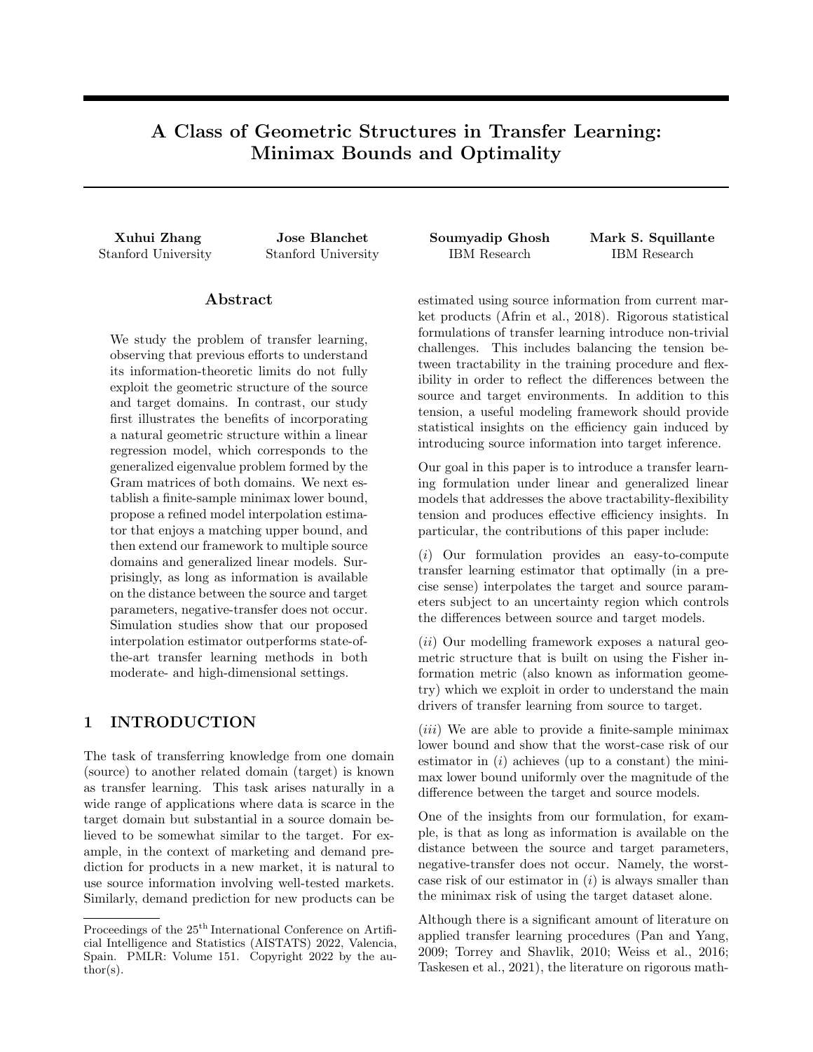# A Class of Geometric Structures in Transfer Learning: Minimax Bounds and Optimality

**Xuhui Zhang**
Stanford University

**Jose Blanchet**
Stanford University

**Soumyadip Ghosh**
IBM Research

**Mark S. Squillante**
IBM Research

## Abstract

We study the problem of transfer learning, observing that previous efforts to understand its information-theoretic limits do not fully exploit the geometric structure of the source and target domains. In contrast, our study first illustrates the benefits of incorporating a natural geometric structure within a linear regression model, which corresponds to the generalized eigenvalue problem formed by the Gram matrices of both domains. We next establish a finite-sample minimax lower bound, propose a refined model interpolation estimator that enjoys a matching upper bound, and then extend our framework to multiple source domains and generalized linear models. Surprisingly, as long as information is available on the distance between the source and target parameters, negative-transfer does not occur. Simulation studies show that our proposed interpolation estimator outperforms state-of-the-art transfer learning methods in both moderate- and high-dimensional settings.

## 1 INTRODUCTION

The task of transferring knowledge from one domain (source) to another related domain (target) is known as transfer learning. This task arises naturally in a wide range of applications where data is scarce in the target domain but substantial in a source domain believed to be somewhat similar to the target. For example, in the context of marketing and demand prediction for products in a new market, it is natural to use source information involving well-tested markets. Similarly, demand prediction for new products can be estimated using source information from current market products (Afrin et al., 2018). Rigorous statistical formulations of transfer learning introduce non-trivial challenges. This includes balancing the tension between tractability in the training procedure and flexibility in order to reflect the differences between the source and target environments. In addition to this tension, a useful modeling framework should provide statistical insights on the efficiency gain induced by introducing source information into target inference.

Our goal in this paper is to introduce a transfer learning formulation under linear and generalized linear models that addresses the above tractability-flexibility tension and produces effective efficiency insights. In particular, the contributions of this paper include:

($i$) Our formulation provides an easy-to-compute transfer learning estimator that optimally (in a precise sense) interpolates the target and source parameters subject to an uncertainty region which controls the differences between source and target models.

($ii$) Our modelling framework exposes a natural geometric structure that is built on using the Fisher information metric (also known as information geometry) which we exploit in order to understand the main drivers of transfer learning from source to target.

($iii$) We are able to provide a finite-sample minimax lower bound and show that the worst-case risk of our estimator in ($i$) achieves (up to a constant) the minimax lower bound uniformly over the magnitude of the difference between the target and source models.

One of the insights from our formulation, for example, is that as long as information is available on the distance between the source and target parameters, negative-transfer does not occur. Namely, the worst-case risk of our estimator in ($i$) is always smaller than the minimax risk of using the target dataset alone.

Although there is a significant amount of literature on applied transfer learning procedures (Pan and Yang, 2009; Torrey and Shavlik, 2010; Weiss et al., 2016; Taskesen et al., 2021), the literature on rigorous math-

Proceedings of the 25[th] International Conference on Artificial Intelligence and Statistics (AISTATS) 2022, Valencia, Spain. PMLR: Volume 151. Copyright 2022 by the author(s).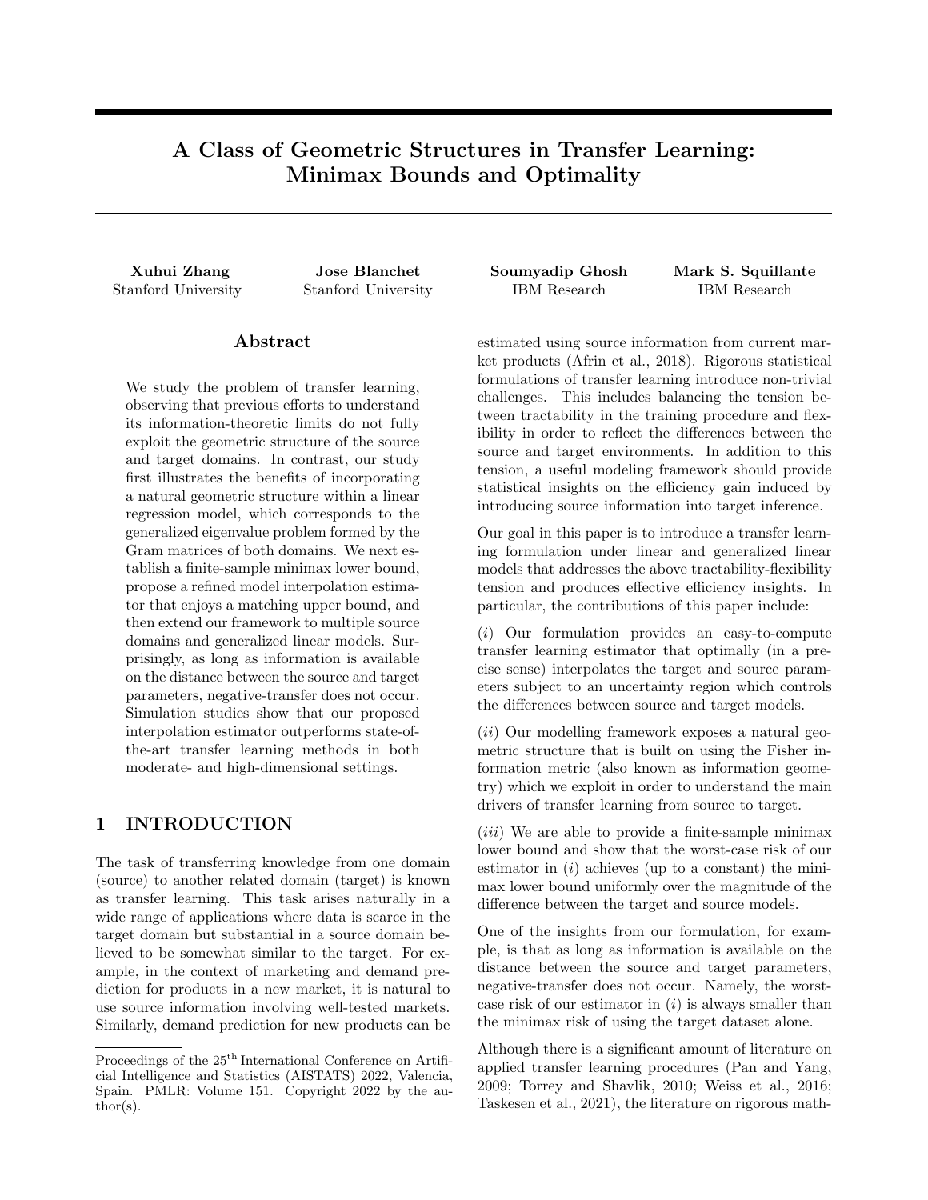# A Class of Geometric Structures in Transfer Learning: Minimax Bounds and Optimality

**Xuhui Zhang**
Stanford University

**Jose Blanchet**
Stanford University

**Soumyadip Ghosh**
IBM Research

**Mark S. Squillante**
IBM Research

## Abstract

We study the problem of transfer learning, observing that previous efforts to understand its information-theoretic limits do not fully exploit the geometric structure of the source and target domains. In contrast, our study first illustrates the benefits of incorporating a natural geometric structure within a linear regression model, which corresponds to the generalized eigenvalue problem formed by the Gram matrices of both domains. We next establish a finite-sample minimax lower bound, propose a refined model interpolation estimator that enjoys a matching upper bound, and then extend our framework to multiple source domains and generalized linear models. Surprisingly, as long as information is available on the distance between the source and target parameters, negative-transfer does not occur. Simulation studies show that our proposed interpolation estimator outperforms state-of-the-art transfer learning methods in both moderate- and high-dimensional settings.

## 1 INTRODUCTION

The task of transferring knowledge from one domain (source) to another related domain (target) is known as transfer learning. This task arises naturally in a wide range of applications where data is scarce in the target domain but substantial in a source domain believed to be somewhat similar to the target. For example, in the context of marketing and demand prediction for products in a new market, it is natural to use source information involving well-tested markets. Similarly, demand prediction for new products can be estimated using source information from current market products (Afrin et al., 2018). Rigorous statistical formulations of transfer learning introduce non-trivial challenges. This includes balancing the tension between tractability in the training procedure and flexibility in order to reflect the differences between the source and target environments. In addition to this tension, a useful modeling framework should provide statistical insights on the efficiency gain induced by introducing source information into target inference.

Our goal in this paper is to introduce a transfer learning formulation under linear and generalized linear models that addresses the above tractability-flexibility tension and produces effective efficiency insights. In particular, the contributions of this paper include:

($i$) Our formulation provides an easy-to-compute transfer learning estimator that optimally (in a precise sense) interpolates the target and source parameters subject to an uncertainty region which controls the differences between source and target models.

($ii$) Our modelling framework exposes a natural geometric structure that is built on using the Fisher information metric (also known as information geometry) which we exploit in order to understand the main drivers of transfer learning from source to target.

($iii$) We are able to provide a finite-sample minimax lower bound and show that the worst-case risk of our estimator in ($i$) achieves (up to a constant) the minimax lower bound uniformly over the magnitude of the difference between the target and source models.

One of the insights from our formulation, for example, is that as long as information is available on the distance between the source and target parameters, negative-transfer does not occur. Namely, the worst-case risk of our estimator in ($i$) is always smaller than the minimax risk of using the target dataset alone.

Although there is a significant amount of literature on applied transfer learning procedures (Pan and Yang, 2009; Torrey and Shavlik, 2010; Weiss et al., 2016; Taskesen et al., 2021), the literature on rigorous math-

Proceedings of the 25[th] International Conference on Artificial Intelligence and Statistics (AISTATS) 2022, Valencia, Spain. PMLR: Volume 151. Copyright 2022 by the author(s).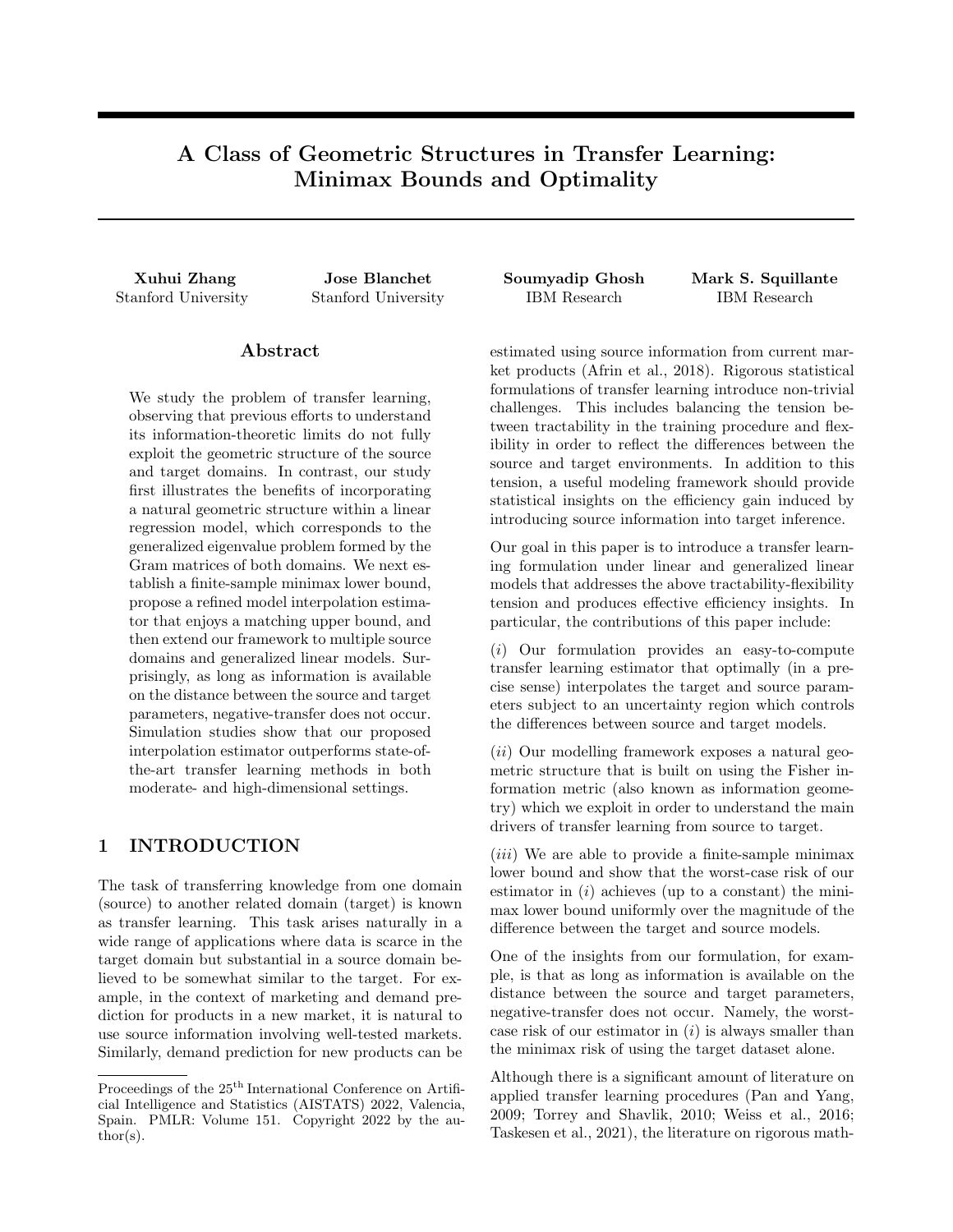# A Class of Geometric Structures in Transfer Learning: Minimax Bounds and Optimality

**Xuhui Zhang**
Stanford University

**Jose Blanchet**
Stanford University

**Soumyadip Ghosh**
IBM Research

**Mark S. Squillante**
IBM Research

## Abstract

We study the problem of transfer learning, observing that previous efforts to understand its information-theoretic limits do not fully exploit the geometric structure of the source and target domains. In contrast, our study first illustrates the benefits of incorporating a natural geometric structure within a linear regression model, which corresponds to the generalized eigenvalue problem formed by the Gram matrices of both domains. We next establish a finite-sample minimax lower bound, propose a refined model interpolation estimator that enjoys a matching upper bound, and then extend our framework to multiple source domains and generalized linear models. Surprisingly, as long as information is available on the distance between the source and target parameters, negative-transfer does not occur. Simulation studies show that our proposed interpolation estimator outperforms state-of-the-art transfer learning methods in both moderate- and high-dimensional settings.

## 1 INTRODUCTION

The task of transferring knowledge from one domain (source) to another related domain (target) is known as transfer learning. This task arises naturally in a wide range of applications where data is scarce in the target domain but substantial in a source domain believed to be somewhat similar to the target. For example, in the context of marketing and demand prediction for products in a new market, it is natural to use source information involving well-tested markets. Similarly, demand prediction for new products can be estimated using source information from current market products (Afrin et al., 2018). Rigorous statistical formulations of transfer learning introduce non-trivial challenges. This includes balancing the tension between tractability in the training procedure and flexibility in order to reflect the differences between the source and target environments. In addition to this tension, a useful modeling framework should provide statistical insights on the efficiency gain induced by introducing source information into target inference.

Our goal in this paper is to introduce a transfer learning formulation under linear and generalized linear models that addresses the above tractability-flexibility tension and produces effective efficiency insights. In particular, the contributions of this paper include:

(*i*) Our formulation provides an easy-to-compute transfer learning estimator that optimally (in a precise sense) interpolates the target and source parameters subject to an uncertainty region which controls the differences between source and target models.

(*ii*) Our modelling framework exposes a natural geometric structure that is built on using the Fisher information metric (also known as information geometry) which we exploit in order to understand the main drivers of transfer learning from source to target.

(*iii*) We are able to provide a finite-sample minimax lower bound and show that the worst-case risk of our estimator in (*i*) achieves (up to a constant) the minimax lower bound uniformly over the magnitude of the difference between the target and source models.

One of the insights from our formulation, for example, is that as long as information is available on the distance between the source and target parameters, negative-transfer does not occur. Namely, the worst-case risk of our estimator in (*i*) is always smaller than the minimax risk of using the target dataset alone.

Although there is a significant amount of literature on applied transfer learning procedures (Pan and Yang, 2009; Torrey and Shavlik, 2010; Weiss et al., 2016; Taskesen et al., 2021), the literature on rigorous math-

Proceedings of the 25[th] International Conference on Artificial Intelligence and Statistics (AISTATS) 2022, Valencia, Spain. PMLR: Volume 151. Copyright 2022 by the author(s).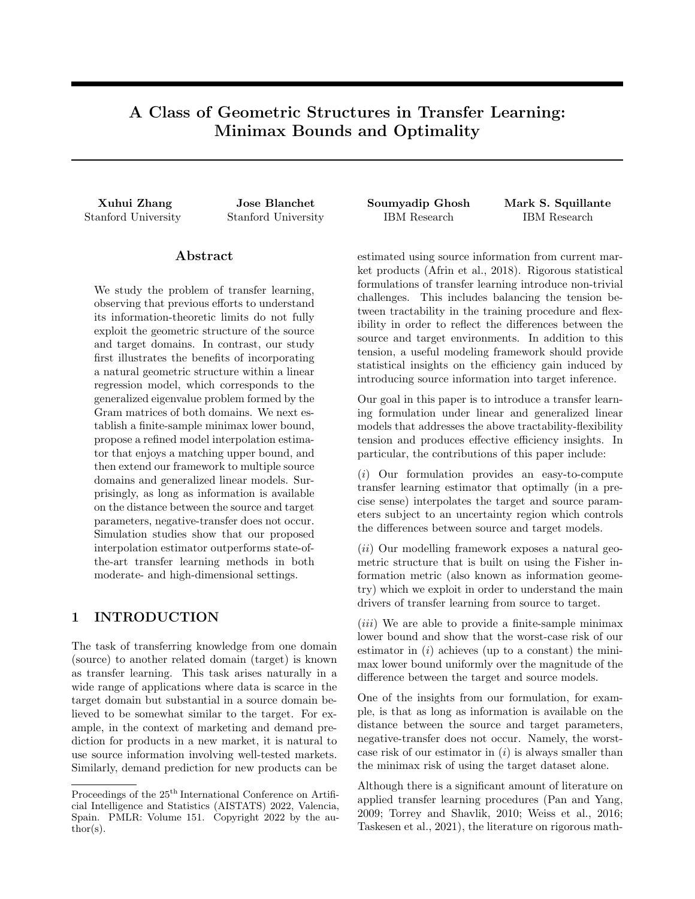# A Class of Geometric Structures in Transfer Learning: Minimax Bounds and Optimality

**Xuhui Zhang**
Stanford University

**Jose Blanchet**
Stanford University

**Soumyadip Ghosh**
IBM Research

**Mark S. Squillante**
IBM Research

## Abstract

We study the problem of transfer learning, observing that previous efforts to understand its information-theoretic limits do not fully exploit the geometric structure of the source and target domains. In contrast, our study first illustrates the benefits of incorporating a natural geometric structure within a linear regression model, which corresponds to the generalized eigenvalue problem formed by the Gram matrices of both domains. We next establish a finite-sample minimax lower bound, propose a refined model interpolation estimator that enjoys a matching upper bound, and then extend our framework to multiple source domains and generalized linear models. Surprisingly, as long as information is available on the distance between the source and target parameters, negative-transfer does not occur. Simulation studies show that our proposed interpolation estimator outperforms state-of-the-art transfer learning methods in both moderate- and high-dimensional settings.

## 1 INTRODUCTION

The task of transferring knowledge from one domain (source) to another related domain (target) is known as transfer learning. This task arises naturally in a wide range of applications where data is scarce in the target domain but substantial in a source domain believed to be somewhat similar to the target. For example, in the context of marketing and demand prediction for products in a new market, it is natural to use source information involving well-tested markets. Similarly, demand prediction for new products can be estimated using source information from current market products (Afrin et al., 2018). Rigorous statistical formulations of transfer learning introduce non-trivial challenges. This includes balancing the tension between tractability in the training procedure and flexibility in order to reflect the differences between the source and target environments. In addition to this tension, a useful modeling framework should provide statistical insights on the efficiency gain induced by introducing source information into target inference.

Our goal in this paper is to introduce a transfer learning formulation under linear and generalized linear models that addresses the above tractability-flexibility tension and produces effective efficiency insights. In particular, the contributions of this paper include:

($i$) Our formulation provides an easy-to-compute transfer learning estimator that optimally (in a precise sense) interpolates the target and source parameters subject to an uncertainty region which controls the differences between source and target models.

($ii$) Our modelling framework exposes a natural geometric structure that is built on using the Fisher information metric (also known as information geometry) which we exploit in order to understand the main drivers of transfer learning from source to target.

($iii$) We are able to provide a finite-sample minimax lower bound and show that the worst-case risk of our estimator in ($i$) achieves (up to a constant) the minimax lower bound uniformly over the magnitude of the difference between the target and source models.

One of the insights from our formulation, for example, is that as long as information is available on the distance between the source and target parameters, negative-transfer does not occur. Namely, the worst-case risk of our estimator in ($i$) is always smaller than the minimax risk of using the target dataset alone.

Although there is a significant amount of literature on applied transfer learning procedures (Pan and Yang, 2009; Torrey and Shavlik, 2010; Weiss et al., 2016; Taskesen et al., 2021), the literature on rigorous math-

Proceedings of the 25[th] International Conference on Artificial Intelligence and Statistics (AISTATS) 2022, Valencia, Spain. PMLR: Volume 151. Copyright 2022 by the author(s).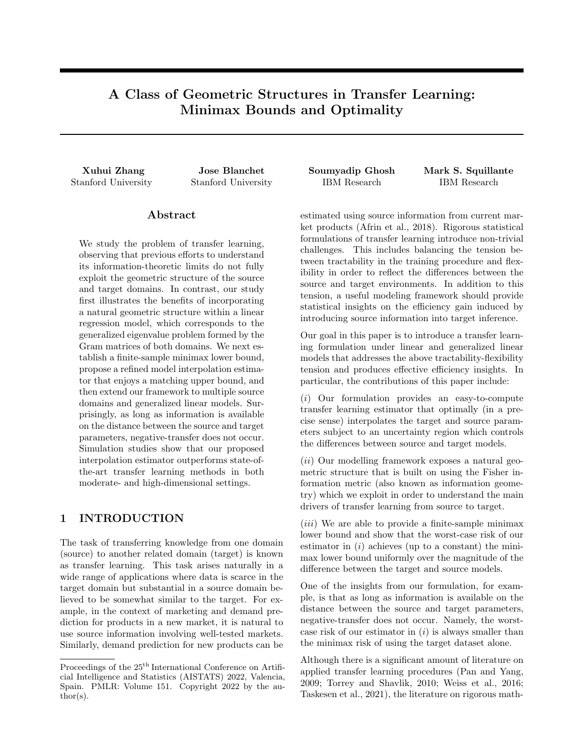# A Class of Geometric Structures in Transfer Learning: Minimax Bounds and Optimality

**Xuhui Zhang**
Stanford University

**Jose Blanchet**
Stanford University

**Soumyadip Ghosh**
IBM Research

**Mark S. Squillante**
IBM Research

## Abstract

We study the problem of transfer learning, observing that previous efforts to understand its information-theoretic limits do not fully exploit the geometric structure of the source and target domains. In contrast, our study first illustrates the benefits of incorporating a natural geometric structure within a linear regression model, which corresponds to the generalized eigenvalue problem formed by the Gram matrices of both domains. We next establish a finite-sample minimax lower bound, propose a refined model interpolation estimator that enjoys a matching upper bound, and then extend our framework to multiple source domains and generalized linear models. Surprisingly, as long as information is available on the distance between the source and target parameters, negative-transfer does not occur. Simulation studies show that our proposed interpolation estimator outperforms state-of-the-art transfer learning methods in both moderate- and high-dimensional settings.

## 1 INTRODUCTION

The task of transferring knowledge from one domain (source) to another related domain (target) is known as transfer learning. This task arises naturally in a wide range of applications where data is scarce in the target domain but substantial in a source domain believed to be somewhat similar to the target. For example, in the context of marketing and demand prediction for products in a new market, it is natural to use source information involving well-tested markets. Similarly, demand prediction for new products can be estimated using source information from current market products (Afrin et al., 2018). Rigorous statistical formulations of transfer learning introduce non-trivial challenges. This includes balancing the tension between tractability in the training procedure and flexibility in order to reflect the differences between the source and target environments. In addition to this tension, a useful modeling framework should provide statistical insights on the efficiency gain induced by introducing source information into target inference.

Our goal in this paper is to introduce a transfer learning formulation under linear and generalized linear models that addresses the above tractability-flexibility tension and produces effective efficiency insights. In particular, the contributions of this paper include:

($i$) Our formulation provides an easy-to-compute transfer learning estimator that optimally (in a precise sense) interpolates the target and source parameters subject to an uncertainty region which controls the differences between source and target models.

($ii$) Our modelling framework exposes a natural geometric structure that is built on using the Fisher information metric (also known as information geometry) which we exploit in order to understand the main drivers of transfer learning from source to target.

($iii$) We are able to provide a finite-sample minimax lower bound and show that the worst-case risk of our estimator in ($i$) achieves (up to a constant) the minimax lower bound uniformly over the magnitude of the difference between the target and source models.

One of the insights from our formulation, for example, is that as long as information is available on the distance between the source and target parameters, negative-transfer does not occur. Namely, the worst-case risk of our estimator in ($i$) is always smaller than the minimax risk of using the target dataset alone.

Although there is a significant amount of literature on applied transfer learning procedures (Pan and Yang, 2009; Torrey and Shavlik, 2010; Weiss et al., 2016; Taskesen et al., 2021), the literature on rigorous math-

Proceedings of the 25[th] International Conference on Artificial Intelligence and Statistics (AISTATS) 2022, Valencia, Spain. PMLR: Volume 151. Copyright 2022 by the author(s).